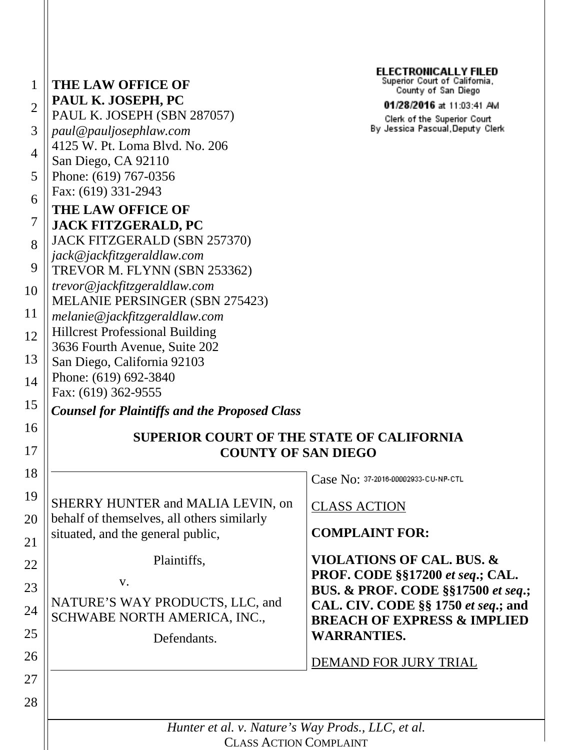**THE LAW OFFICE OF**
**PAUL K. JOSEPH, PC**
PAUL K. JOSEPH (SBN 287057)
*paul@pauljosephlaw.com*
4125 W. Pt. Loma Blvd. No. 206
San Diego, CA 92110
Phone: (619) 767-0356
Fax: (619) 331-2943

**THE LAW OFFICE OF**
**JACK FITZGERALD, PC**
JACK FITZGERALD (SBN 257370)
*jack@jackfitzgeraldlaw.com*
TREVOR M. FLYNN (SBN 253362)
*trevor@jackfitzgeraldlaw.com*
MELANIE PERSINGER (SBN 275423)
*melanie@jackfitzgeraldlaw.com*
Hillcrest Professional Building
3636 Fourth Avenue, Suite 202
San Diego, California 92103
Phone: (619) 692-3840
Fax: (619) 362-9555

***Counsel for Plaintiffs and the Proposed Class***

ELECTRONICALLY FILED
Superior Court of California,
County of San Diego
**01/28/2016** at 11:03:41 AM
Clerk of the Superior Court
By Jessica Pascual, Deputy Clerk

**SUPERIOR COURT OF THE STATE OF CALIFORNIA**
**COUNTY OF SAN DIEGO**

SHERRY HUNTER and MALIA LEVIN, on behalf of themselves, all others similarly situated, and the general public,

Plaintiffs,

v.

NATURE'S WAY PRODUCTS, LLC, and SCHWABE NORTH AMERICA, INC.,

Defendants.

Case No: 37-2016-00002933-CU-NP-CTL

CLASS ACTION

**COMPLAINT FOR:**

**VIOLATIONS OF CAL. BUS. & PROF. CODE §§17200 *et seq*.; CAL. BUS. & PROF. CODE §§17500 *et seq*.; CAL. CIV. CODE §§ 1750 *et seq*.; and BREACH OF EXPRESS & IMPLIED WARRANTIES.**

DEMAND FOR JURY TRIAL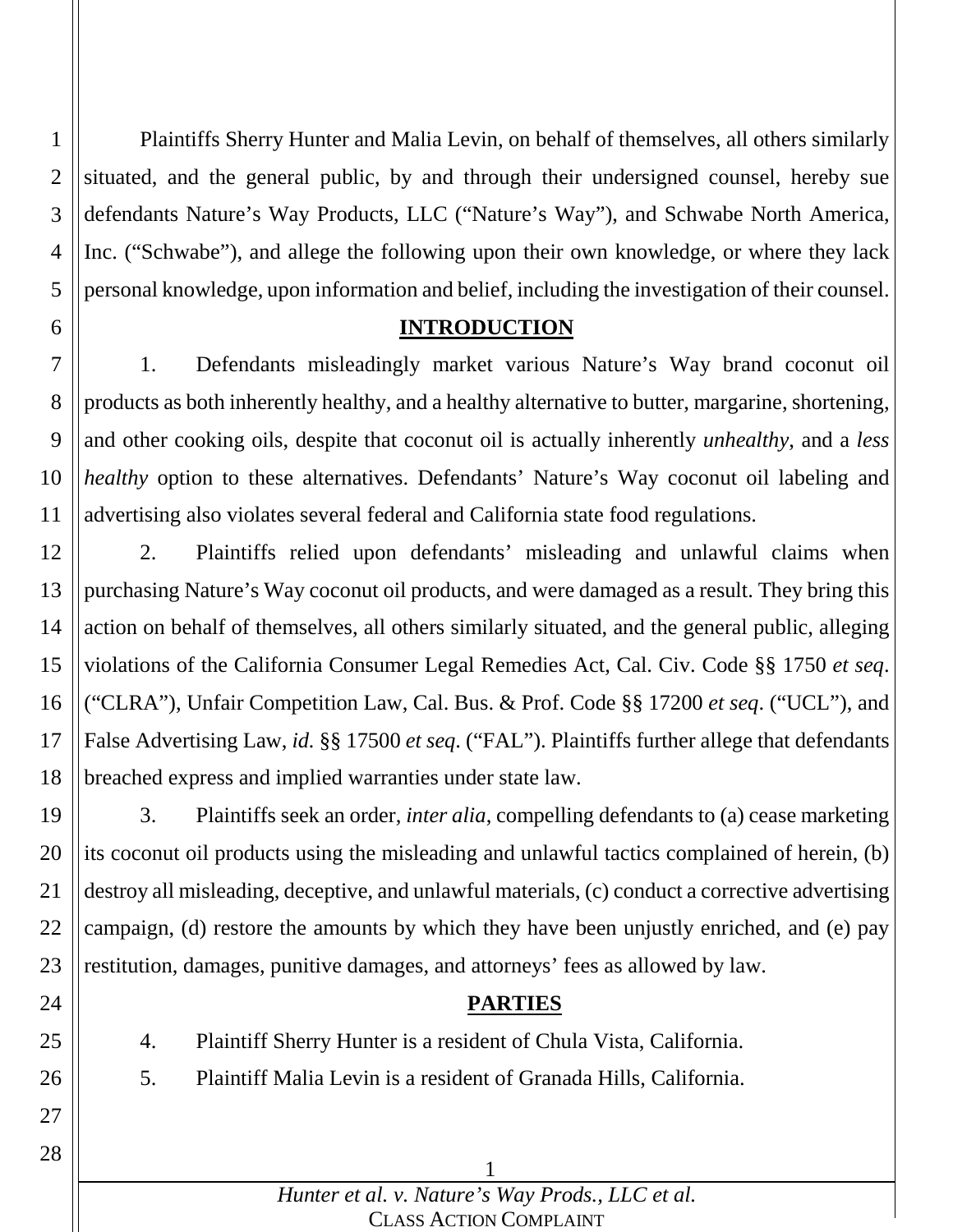Plaintiffs Sherry Hunter and Malia Levin, on behalf of themselves, all others similarly situated, and the general public, by and through their undersigned counsel, hereby sue defendants Nature's Way Products, LLC ("Nature's Way"), and Schwabe North America, Inc. ("Schwabe"), and allege the following upon their own knowledge, or where they lack personal knowledge, upon information and belief, including the investigation of their counsel.

## INTRODUCTION

1. Defendants misleadingly market various Nature's Way brand coconut oil products as both inherently healthy, and a healthy alternative to butter, margarine, shortening, and other cooking oils, despite that coconut oil is actually inherently *unhealthy*, and a *less healthy* option to these alternatives. Defendants' Nature's Way coconut oil labeling and advertising also violates several federal and California state food regulations.

2. Plaintiffs relied upon defendants' misleading and unlawful claims when purchasing Nature's Way coconut oil products, and were damaged as a result. They bring this action on behalf of themselves, all others similarly situated, and the general public, alleging violations of the California Consumer Legal Remedies Act, Cal. Civ. Code §§ 1750 *et seq*. ("CLRA"), Unfair Competition Law, Cal. Bus. & Prof. Code §§ 17200 *et seq*. ("UCL"), and False Advertising Law, *id.* §§ 17500 *et seq*. ("FAL"). Plaintiffs further allege that defendants breached express and implied warranties under state law.

3. Plaintiffs seek an order, *inter alia*, compelling defendants to (a) cease marketing its coconut oil products using the misleading and unlawful tactics complained of herein, (b) destroy all misleading, deceptive, and unlawful materials, (c) conduct a corrective advertising campaign, (d) restore the amounts by which they have been unjustly enriched, and (e) pay restitution, damages, punitive damages, and attorneys' fees as allowed by law.

## PARTIES

4. Plaintiff Sherry Hunter is a resident of Chula Vista, California.

5. Plaintiff Malia Levin is a resident of Granada Hills, California.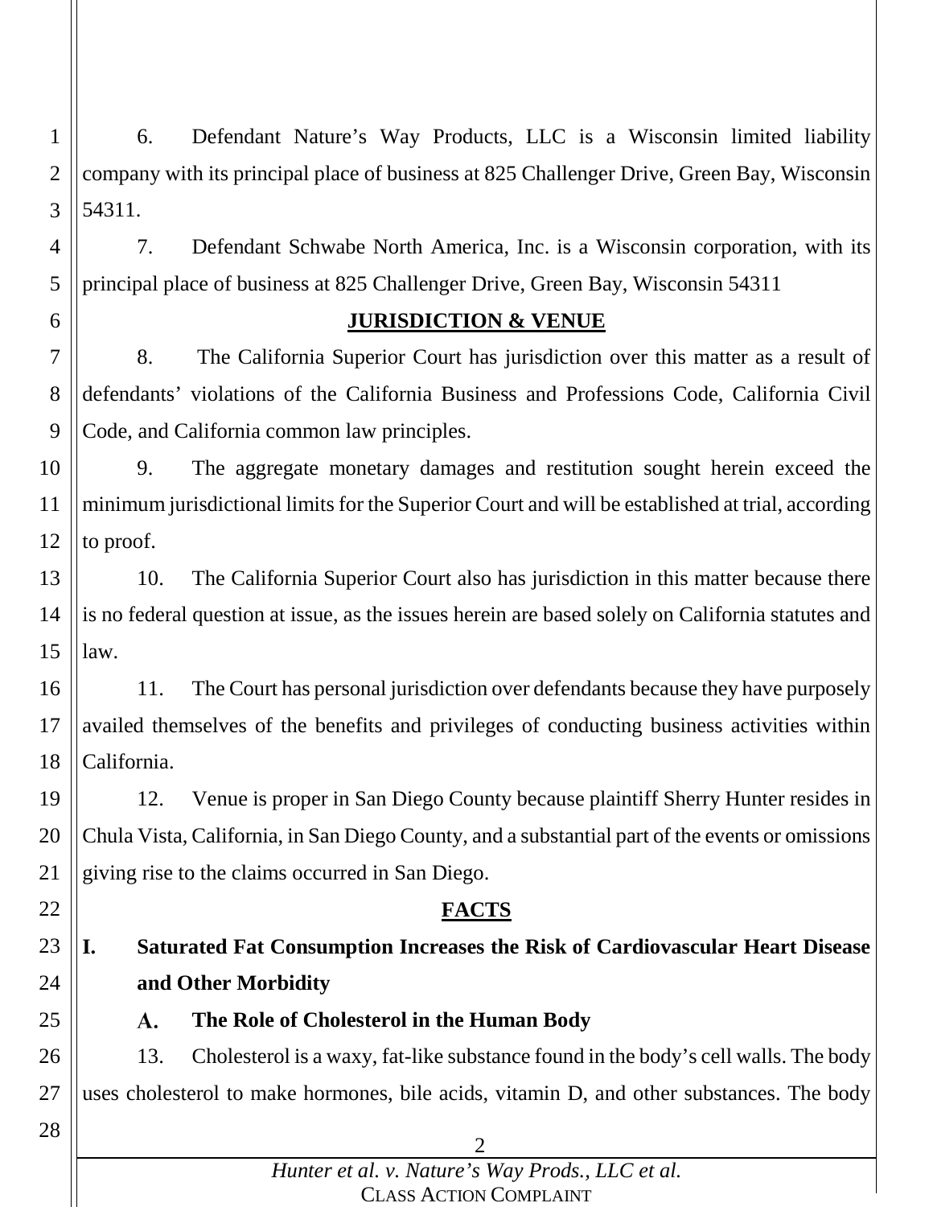6. Defendant Nature's Way Products, LLC is a Wisconsin limited liability company with its principal place of business at 825 Challenger Drive, Green Bay, Wisconsin 54311.

7. Defendant Schwabe North America, Inc. is a Wisconsin corporation, with its principal place of business at 825 Challenger Drive, Green Bay, Wisconsin 54311

## JURISDICTION & VENUE

8. The California Superior Court has jurisdiction over this matter as a result of defendants' violations of the California Business and Professions Code, California Civil Code, and California common law principles.

9. The aggregate monetary damages and restitution sought herein exceed the minimum jurisdictional limits for the Superior Court and will be established at trial, according to proof.

10. The California Superior Court also has jurisdiction in this matter because there is no federal question at issue, as the issues herein are based solely on California statutes and law.

11. The Court has personal jurisdiction over defendants because they have purposely availed themselves of the benefits and privileges of conducting business activities within California.

12. Venue is proper in San Diego County because plaintiff Sherry Hunter resides in Chula Vista, California, in San Diego County, and a substantial part of the events or omissions giving rise to the claims occurred in San Diego.

## FACTS

### I. Saturated Fat Consumption Increases the Risk of Cardiovascular Heart Disease and Other Morbidity

#### A. The Role of Cholesterol in the Human Body

13. Cholesterol is a waxy, fat-like substance found in the body's cell walls. The body uses cholesterol to make hormones, bile acids, vitamin D, and other substances. The body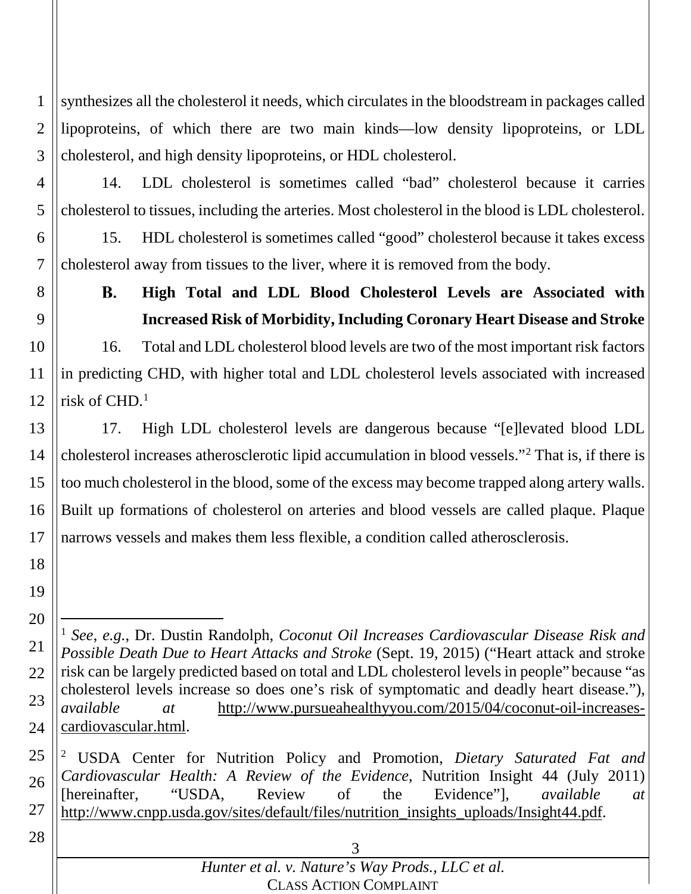synthesizes all the cholesterol it needs, which circulates in the bloodstream in packages called lipoproteins, of which there are two main kinds—low density lipoproteins, or LDL cholesterol, and high density lipoproteins, or HDL cholesterol.

14. LDL cholesterol is sometimes called "bad" cholesterol because it carries cholesterol to tissues, including the arteries. Most cholesterol in the blood is LDL cholesterol.

15. HDL cholesterol is sometimes called "good" cholesterol because it takes excess cholesterol away from tissues to the liver, where it is removed from the body.

### B. High Total and LDL Blood Cholesterol Levels are Associated with Increased Risk of Morbidity, Including Coronary Heart Disease and Stroke

16. Total and LDL cholesterol blood levels are two of the most important risk factors in predicting CHD, with higher total and LDL cholesterol levels associated with increased risk of CHD.[1]

17. High LDL cholesterol levels are dangerous because "[e]levated blood LDL cholesterol increases atherosclerotic lipid accumulation in blood vessels."[2] That is, if there is too much cholesterol in the blood, some of the excess may become trapped along artery walls. Built up formations of cholesterol on arteries and blood vessels are called plaque. Plaque narrows vessels and makes them less flexible, a condition called atherosclerosis.

---

[1] *See, e.g.*, Dr. Dustin Randolph, *Coconut Oil Increases Cardiovascular Disease Risk and Possible Death Due to Heart Attacks and Stroke* (Sept. 19, 2015) ("Heart attack and stroke risk can be largely predicted based on total and LDL cholesterol levels in people" because "as cholesterol levels increase so does one's risk of symptomatic and deadly heart disease."), *available at* http://www.pursueahealthyyou.com/2015/04/coconut-oil-increases-cardiovascular.html.

[2] USDA Center for Nutrition Policy and Promotion, *Dietary Saturated Fat and Cardiovascular Health: A Review of the Evidence*, Nutrition Insight 44 (July 2011) [hereinafter, "USDA, Review of the Evidence"], *available at* http://www.cnpp.usda.gov/sites/default/files/nutrition_insights_uploads/Insight44.pdf.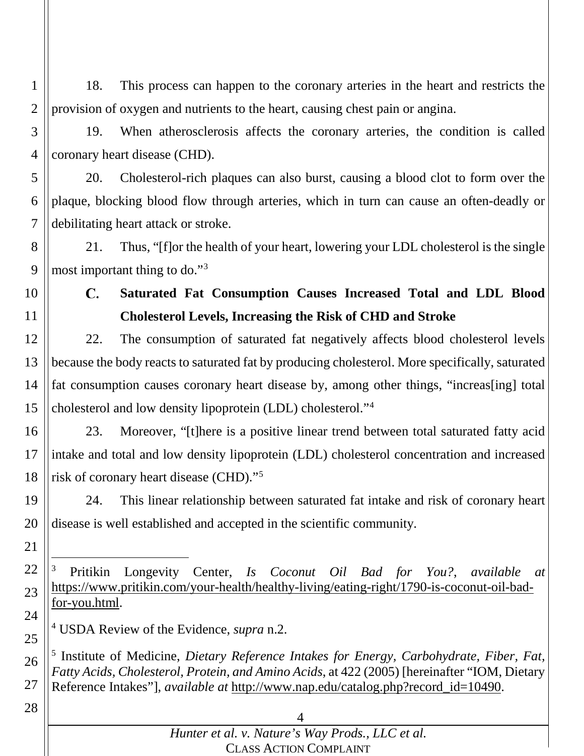18. This process can happen to the coronary arteries in the heart and restricts the provision of oxygen and nutrients to the heart, causing chest pain or angina.

19. When atherosclerosis affects the coronary arteries, the condition is called coronary heart disease (CHD).

20. Cholesterol-rich plaques can also burst, causing a blood clot to form over the plaque, blocking blood flow through arteries, which in turn can cause an often-deadly or debilitating heart attack or stroke.

21. Thus, "[f]or the health of your heart, lowering your LDL cholesterol is the single most important thing to do."[3]

### C. Saturated Fat Consumption Causes Increased Total and LDL Blood Cholesterol Levels, Increasing the Risk of CHD and Stroke

22. The consumption of saturated fat negatively affects blood cholesterol levels because the body reacts to saturated fat by producing cholesterol. More specifically, saturated fat consumption causes coronary heart disease by, among other things, "increas[ing] total cholesterol and low density lipoprotein (LDL) cholesterol."[4]

23. Moreover, "[t]here is a positive linear trend between total saturated fatty acid intake and total and low density lipoprotein (LDL) cholesterol concentration and increased risk of coronary heart disease (CHD)."[5]

24. This linear relationship between saturated fat intake and risk of coronary heart disease is well established and accepted in the scientific community.

---

[3] Pritikin Longevity Center, *Is Coconut Oil Bad for You?*, *available at* https://www.pritikin.com/your-health/healthy-living/eating-right/1790-is-coconut-oil-bad-for-you.html.

[4] USDA Review of the Evidence, *supra* n.2.

[5] Institute of Medicine, *Dietary Reference Intakes for Energy, Carbohydrate, Fiber, Fat, Fatty Acids, Cholesterol, Protein, and Amino Acids,* at 422 (2005) [hereinafter "IOM, Dietary Reference Intakes"], *available at* http://www.nap.edu/catalog.php?record_id=10490.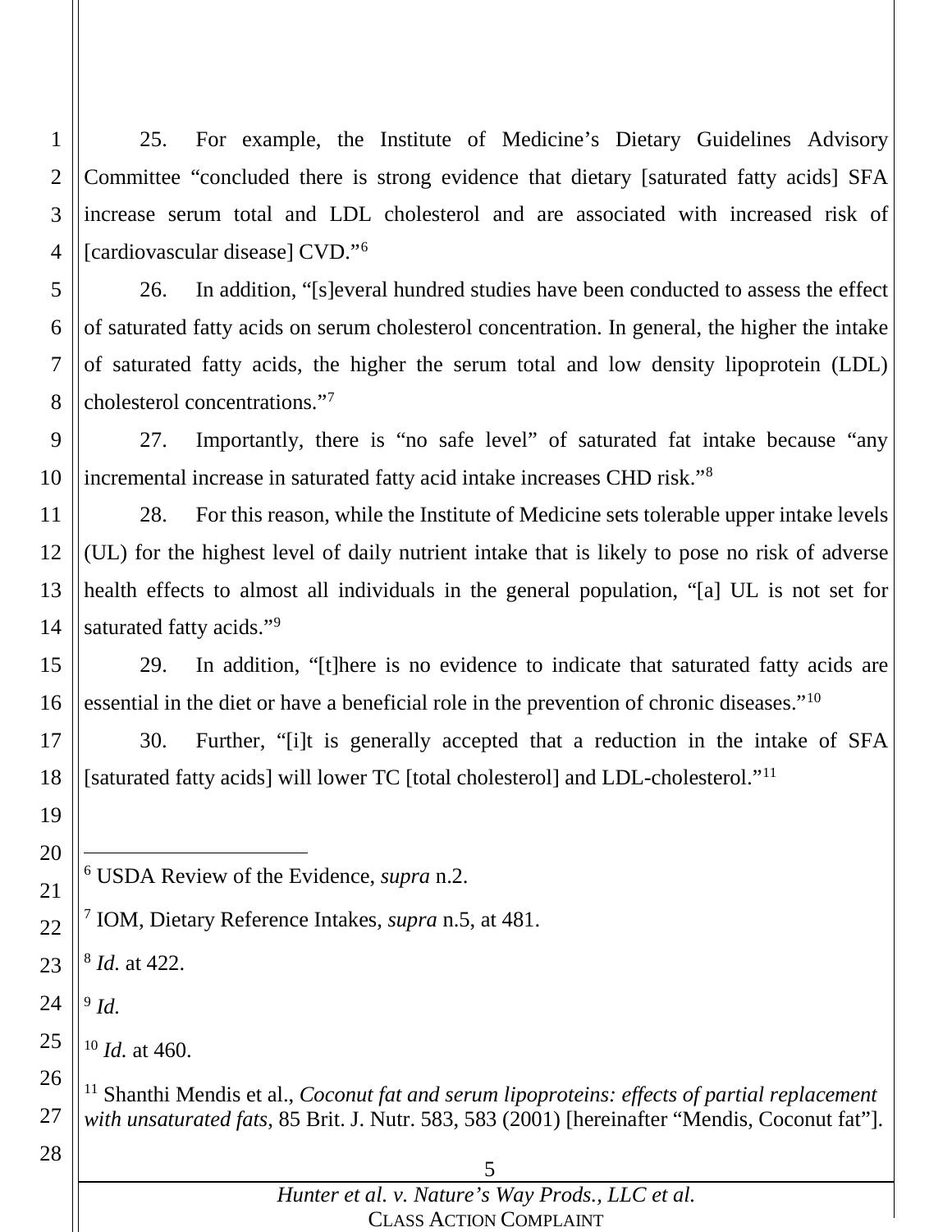25. For example, the Institute of Medicine's Dietary Guidelines Advisory Committee "concluded there is strong evidence that dietary [saturated fatty acids] SFA increase serum total and LDL cholesterol and are associated with increased risk of [cardiovascular disease] CVD."[6]

26. In addition, "[s]everal hundred studies have been conducted to assess the effect of saturated fatty acids on serum cholesterol concentration. In general, the higher the intake of saturated fatty acids, the higher the serum total and low density lipoprotein (LDL) cholesterol concentrations."[7]

27. Importantly, there is "no safe level" of saturated fat intake because "any incremental increase in saturated fatty acid intake increases CHD risk."[8]

28. For this reason, while the Institute of Medicine sets tolerable upper intake levels (UL) for the highest level of daily nutrient intake that is likely to pose no risk of adverse health effects to almost all individuals in the general population, "[a] UL is not set for saturated fatty acids."[9]

29. In addition, "[t]here is no evidence to indicate that saturated fatty acids are essential in the diet or have a beneficial role in the prevention of chronic diseases."[10]

30. Further, "[i]t is generally accepted that a reduction in the intake of SFA [saturated fatty acids] will lower TC [total cholesterol] and LDL-cholesterol."[11]

---

[6] USDA Review of the Evidence, *supra* n.2.

[7] IOM, Dietary Reference Intakes, *supra* n.5, at 481.

[8] *Id.* at 422.

[9] *Id.*

[10] *Id.* at 460.

[11] Shanthi Mendis et al., *Coconut fat and serum lipoproteins: effects of partial replacement with unsaturated fats*, 85 Brit. J. Nutr. 583, 583 (2001) [hereinafter "Mendis, Coconut fat"].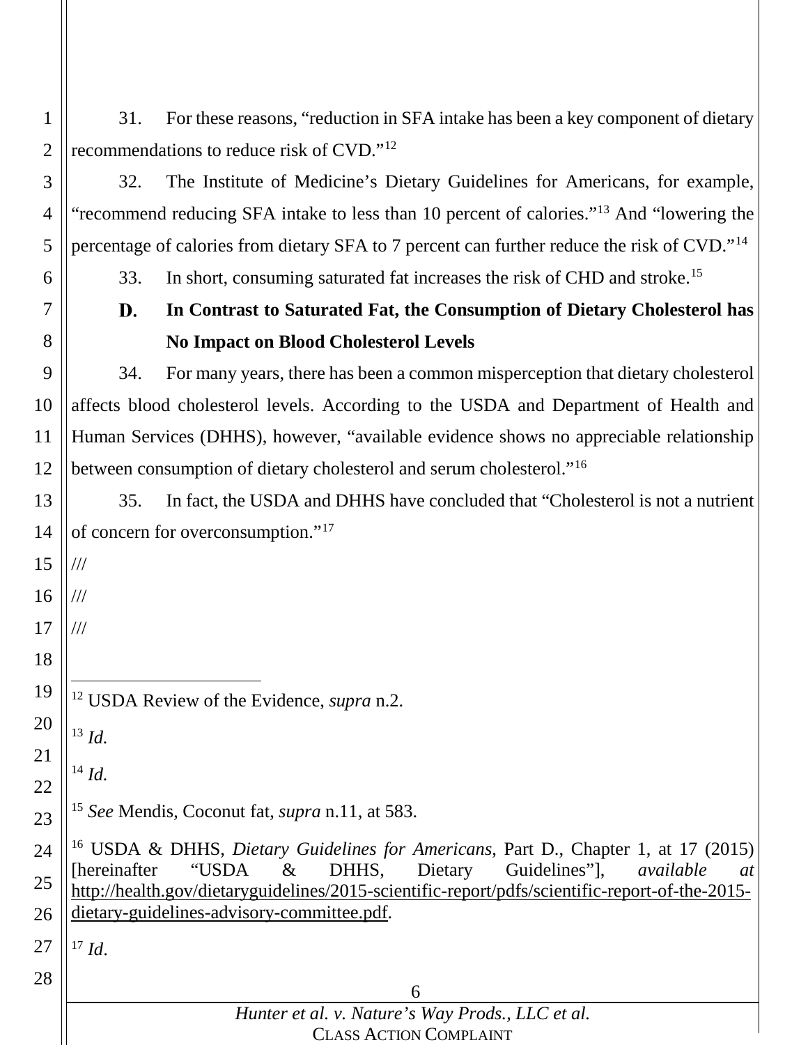31. For these reasons, "reduction in SFA intake has been a key component of dietary recommendations to reduce risk of CVD."[12]

32. The Institute of Medicine's Dietary Guidelines for Americans, for example, "recommend reducing SFA intake to less than 10 percent of calories."[13] And "lowering the percentage of calories from dietary SFA to 7 percent can further reduce the risk of CVD."[14]

33. In short, consuming saturated fat increases the risk of CHD and stroke.[15]

### D. In Contrast to Saturated Fat, the Consumption of Dietary Cholesterol has No Impact on Blood Cholesterol Levels

34. For many years, there has been a common misperception that dietary cholesterol affects blood cholesterol levels. According to the USDA and Department of Health and Human Services (DHHS), however, "available evidence shows no appreciable relationship between consumption of dietary cholesterol and serum cholesterol."[16]

35. In fact, the USDA and DHHS have concluded that "Cholesterol is not a nutrient of concern for overconsumption."[17]

///

///

///

---

[12] USDA Review of the Evidence, *supra* n.2.

[13] *Id.*

[14] *Id.*

[15] *See* Mendis, Coconut fat, *supra* n.11, at 583.

[16] USDA & DHHS, *Dietary Guidelines for Americans*, Part D., Chapter 1, at 17 (2015) [hereinafter "USDA & DHHS, Dietary Guidelines"], *available at* http://health.gov/dietaryguidelines/2015-scientific-report/pdfs/scientific-report-of-the-2015-dietary-guidelines-advisory-committee.pdf.

[17] *Id*.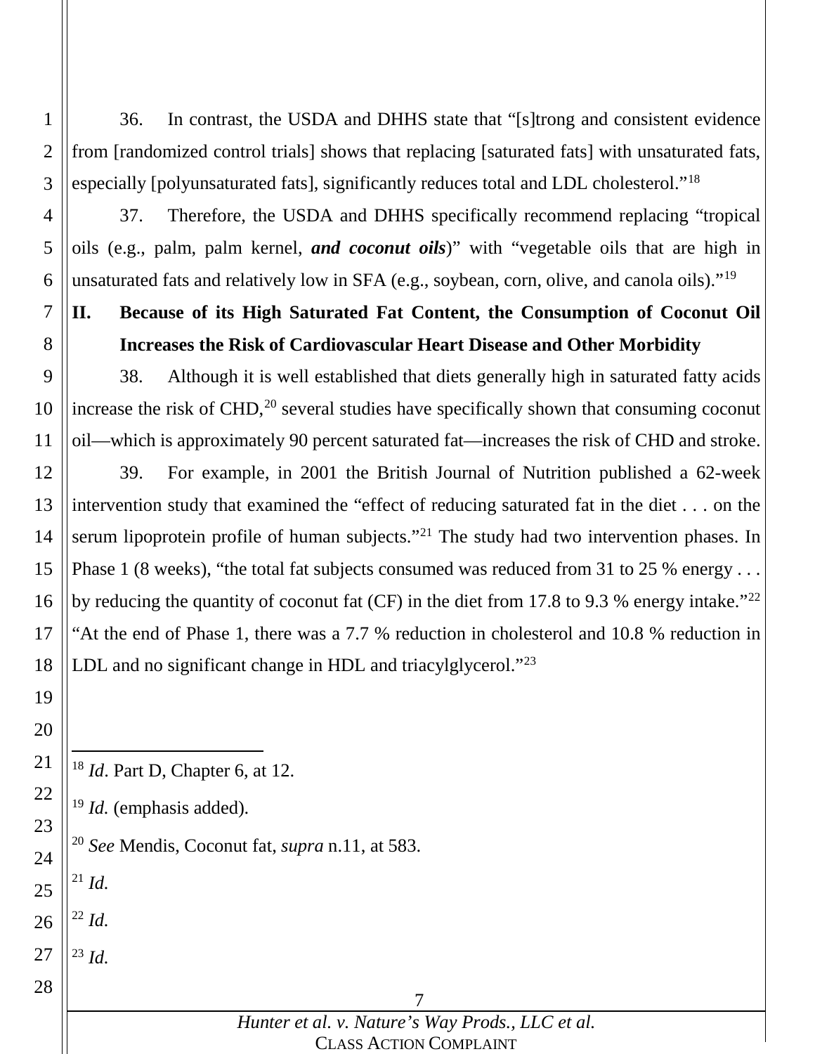36. In contrast, the USDA and DHHS state that "[s]trong and consistent evidence from [randomized control trials] shows that replacing [saturated fats] with unsaturated fats, especially [polyunsaturated fats], significantly reduces total and LDL cholesterol."[18]

37. Therefore, the USDA and DHHS specifically recommend replacing "tropical oils (e.g., palm, palm kernel, ***and coconut oils***)" with "vegetable oils that are high in unsaturated fats and relatively low in SFA (e.g., soybean, corn, olive, and canola oils)."[19]

## II. Because of its High Saturated Fat Content, the Consumption of Coconut Oil Increases the Risk of Cardiovascular Heart Disease and Other Morbidity

38. Although it is well established that diets generally high in saturated fatty acids increase the risk of CHD,[20] several studies have specifically shown that consuming coconut oil—which is approximately 90 percent saturated fat—increases the risk of CHD and stroke.

39. For example, in 2001 the British Journal of Nutrition published a 62-week intervention study that examined the "effect of reducing saturated fat in the diet . . . on the serum lipoprotein profile of human subjects."[21] The study had two intervention phases. In Phase 1 (8 weeks), "the total fat subjects consumed was reduced from 31 to 25 % energy . . . by reducing the quantity of coconut fat (CF) in the diet from 17.8 to 9.3 % energy intake."[22] "At the end of Phase 1, there was a 7.7 % reduction in cholesterol and 10.8 % reduction in LDL and no significant change in HDL and triacylglycerol."[23]

---

[18] *Id*. Part D, Chapter 6, at 12.

[19] *Id.* (emphasis added).

[20] *See* Mendis, Coconut fat, *supra* n.11, at 583.

[21] *Id.*

[22] *Id.*

[23] *Id.*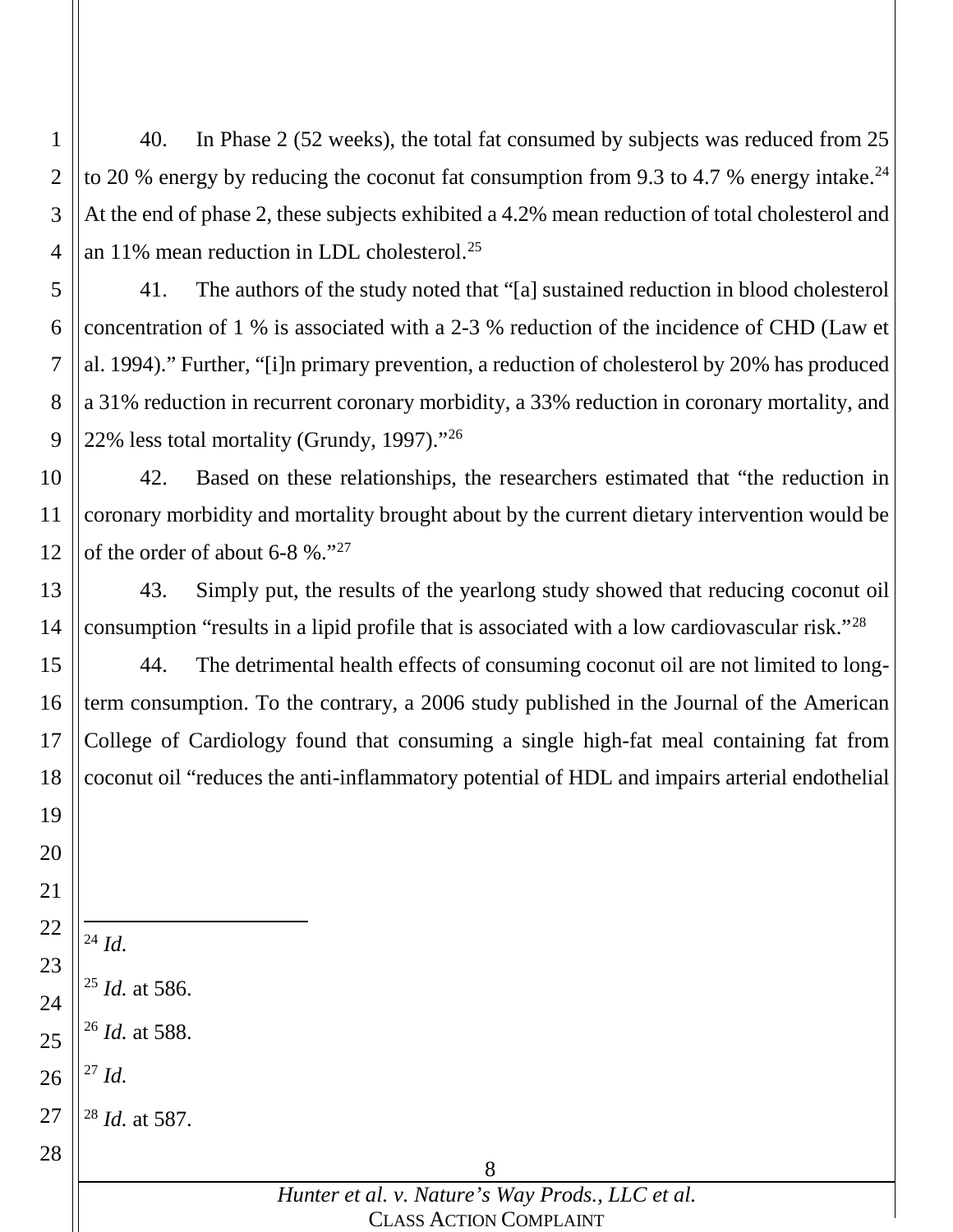40. In Phase 2 (52 weeks), the total fat consumed by subjects was reduced from 25 to 20 % energy by reducing the coconut fat consumption from 9.3 to 4.7 % energy intake.[24] At the end of phase 2, these subjects exhibited a 4.2% mean reduction of total cholesterol and an 11% mean reduction in LDL cholesterol.[25]

41. The authors of the study noted that "[a] sustained reduction in blood cholesterol concentration of 1 % is associated with a 2-3 % reduction of the incidence of CHD (Law et al. 1994)." Further, "[i]n primary prevention, a reduction of cholesterol by 20% has produced a 31% reduction in recurrent coronary morbidity, a 33% reduction in coronary mortality, and 22% less total mortality (Grundy, 1997)."[26]

42. Based on these relationships, the researchers estimated that "the reduction in coronary morbidity and mortality brought about by the current dietary intervention would be of the order of about 6-8 %."[27]

43. Simply put, the results of the yearlong study showed that reducing coconut oil consumption "results in a lipid profile that is associated with a low cardiovascular risk."[28]

44. The detrimental health effects of consuming coconut oil are not limited to long-term consumption. To the contrary, a 2006 study published in the Journal of the American College of Cardiology found that consuming a single high-fat meal containing fat from coconut oil "reduces the anti-inflammatory potential of HDL and impairs arterial endothelial

---

[24] *Id.*

[25] *Id.* at 586.

[26] *Id.* at 588.

[27] *Id.*

[28] *Id.* at 587.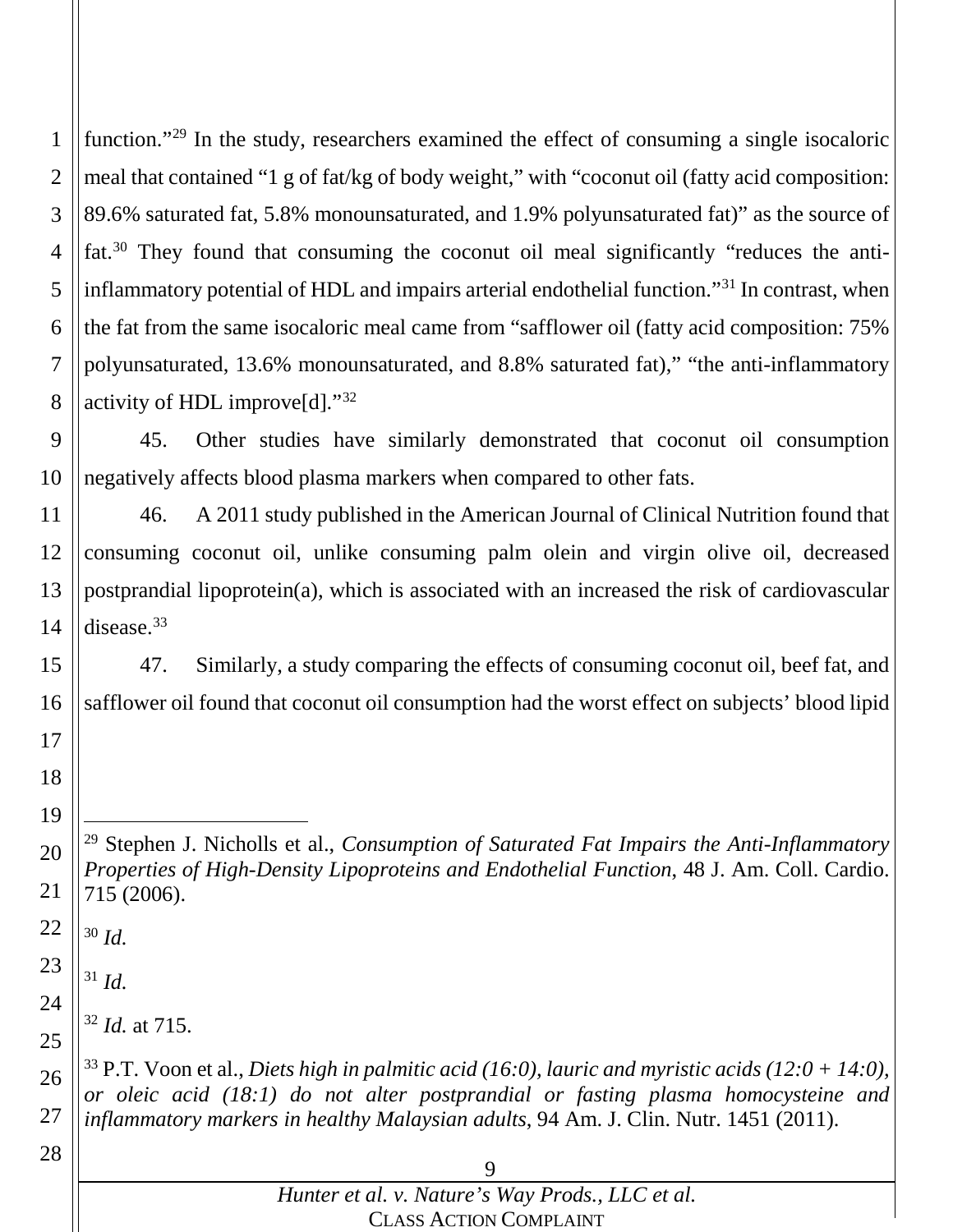function."[29] In the study, researchers examined the effect of consuming a single isocaloric meal that contained "1 g of fat/kg of body weight," with "coconut oil (fatty acid composition: 89.6% saturated fat, 5.8% monounsaturated, and 1.9% polyunsaturated fat)" as the source of fat.[30] They found that consuming the coconut oil meal significantly "reduces the anti-inflammatory potential of HDL and impairs arterial endothelial function."[31] In contrast, when the fat from the same isocaloric meal came from "safflower oil (fatty acid composition: 75% polyunsaturated, 13.6% monounsaturated, and 8.8% saturated fat)," "the anti-inflammatory activity of HDL improve[d]."[32]

45. Other studies have similarly demonstrated that coconut oil consumption negatively affects blood plasma markers when compared to other fats.

46. A 2011 study published in the American Journal of Clinical Nutrition found that consuming coconut oil, unlike consuming palm olein and virgin olive oil, decreased postprandial lipoprotein(a), which is associated with an increased the risk of cardiovascular disease.[33]

47. Similarly, a study comparing the effects of consuming coconut oil, beef fat, and safflower oil found that coconut oil consumption had the worst effect on subjects' blood lipid

---

[29] Stephen J. Nicholls et al., *Consumption of Saturated Fat Impairs the Anti-Inflammatory Properties of High-Density Lipoproteins and Endothelial Function*, 48 J. Am. Coll. Cardio. 715 (2006).

[30] *Id.*

[31] *Id.*

[32] *Id.* at 715.

[33] P.T. Voon et al., *Diets high in palmitic acid (16:0), lauric and myristic acids (12:0 + 14:0), or oleic acid (18:1) do not alter postprandial or fasting plasma homocysteine and inflammatory markers in healthy Malaysian adults*, 94 Am. J. Clin. Nutr. 1451 (2011).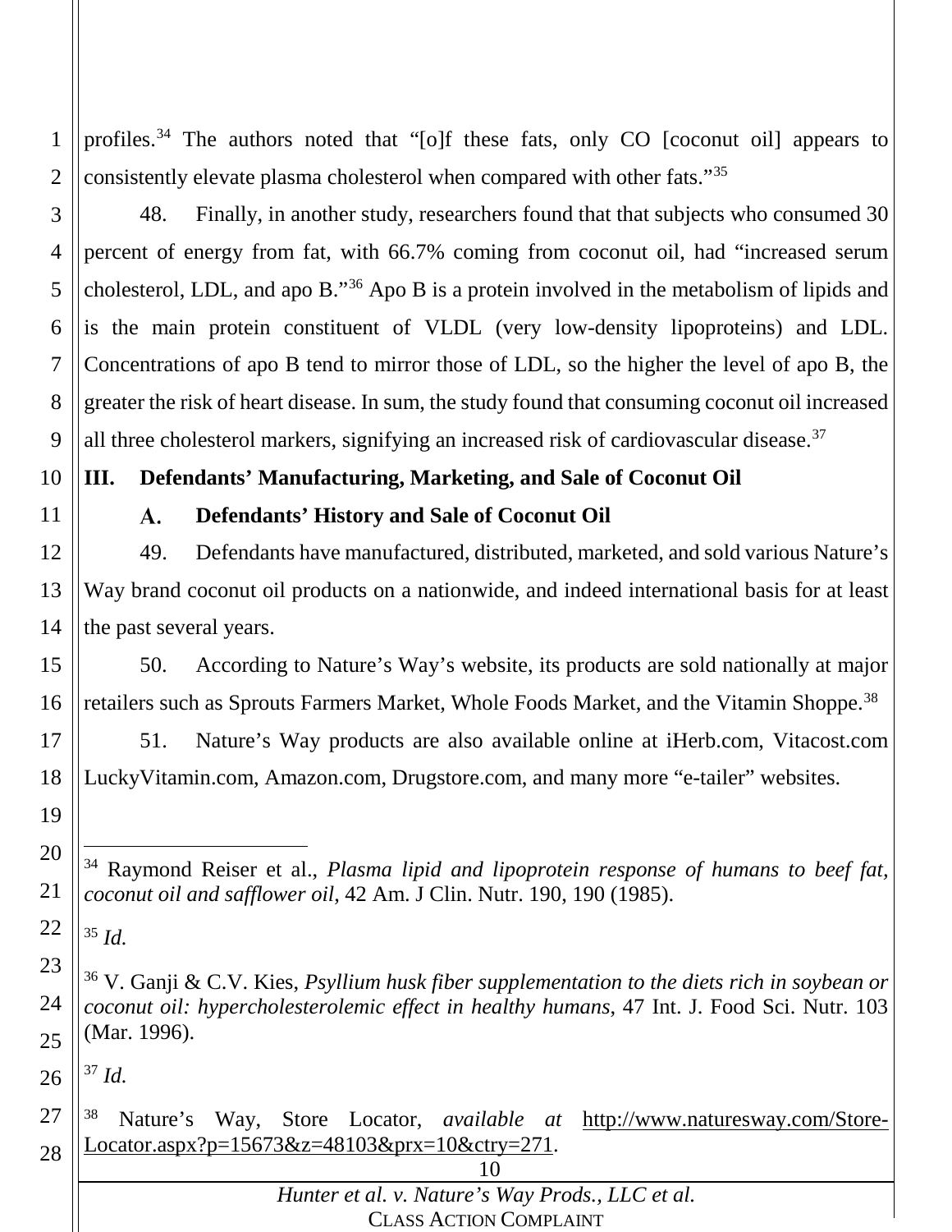profiles.[34] The authors noted that "[o]f these fats, only CO [coconut oil] appears to consistently elevate plasma cholesterol when compared with other fats."[35]

48. Finally, in another study, researchers found that that subjects who consumed 30 percent of energy from fat, with 66.7% coming from coconut oil, had "increased serum cholesterol, LDL, and apo B."[36] Apo B is a protein involved in the metabolism of lipids and is the main protein constituent of VLDL (very low-density lipoproteins) and LDL. Concentrations of apo B tend to mirror those of LDL, so the higher the level of apo B, the greater the risk of heart disease. In sum, the study found that consuming coconut oil increased all three cholesterol markers, signifying an increased risk of cardiovascular disease.[37]

## III. Defendants' Manufacturing, Marketing, and Sale of Coconut Oil

### A. Defendants' History and Sale of Coconut Oil

49. Defendants have manufactured, distributed, marketed, and sold various Nature's Way brand coconut oil products on a nationwide, and indeed international basis for at least the past several years.

50. According to Nature's Way's website, its products are sold nationally at major retailers such as Sprouts Farmers Market, Whole Foods Market, and the Vitamin Shoppe.[38]

51. Nature's Way products are also available online at iHerb.com, Vitacost.com LuckyVitamin.com, Amazon.com, Drugstore.com, and many more "e-tailer" websites.

---

[34] Raymond Reiser et al., *Plasma lipid and lipoprotein response of humans to beef fat, coconut oil and safflower oil*, 42 Am. J Clin. Nutr. 190, 190 (1985).

[35] *Id.*

[36] V. Ganji & C.V. Kies, *Psyllium husk fiber supplementation to the diets rich in soybean or coconut oil: hypercholesterolemic effect in healthy humans*, 47 Int. J. Food Sci. Nutr. 103 (Mar. 1996).

[37] *Id.*

[38] Nature's Way, Store Locator, *available at* http://www.naturesway.com/Store-Locator.aspx?p=15673&z=48103&prx=10&ctry=271.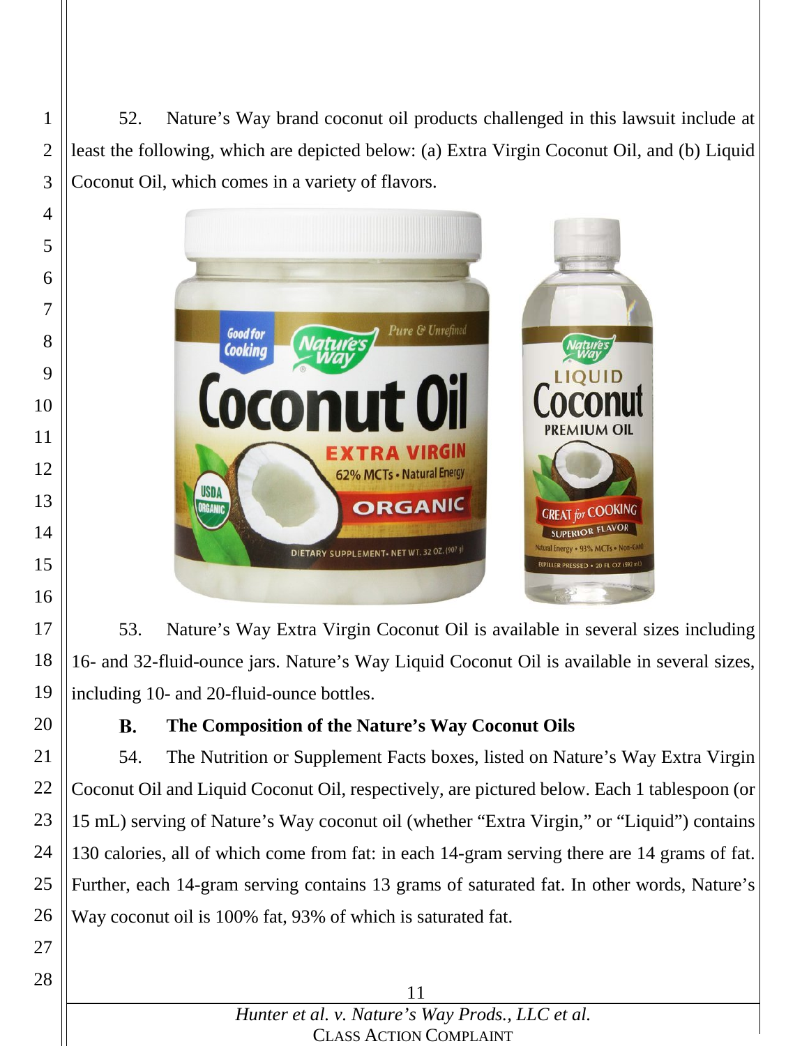52. Nature's Way brand coconut oil products challenged in this lawsuit include at least the following, which are depicted below: (a) Extra Virgin Coconut Oil, and (b) Liquid Coconut Oil, which comes in a variety of flavors.

53. Nature's Way Extra Virgin Coconut Oil is available in several sizes including 16- and 32-fluid-ounce jars. Nature's Way Liquid Coconut Oil is available in several sizes, including 10- and 20-fluid-ounce bottles.

### B. The Composition of the Nature's Way Coconut Oils

54. The Nutrition or Supplement Facts boxes, listed on Nature's Way Extra Virgin Coconut Oil and Liquid Coconut Oil, respectively, are pictured below. Each 1 tablespoon (or 15 mL) serving of Nature's Way coconut oil (whether "Extra Virgin," or "Liquid") contains 130 calories, all of which come from fat: in each 14-gram serving there are 14 grams of fat. Further, each 14-gram serving contains 13 grams of saturated fat. In other words, Nature's Way coconut oil is 100% fat, 93% of which is saturated fat.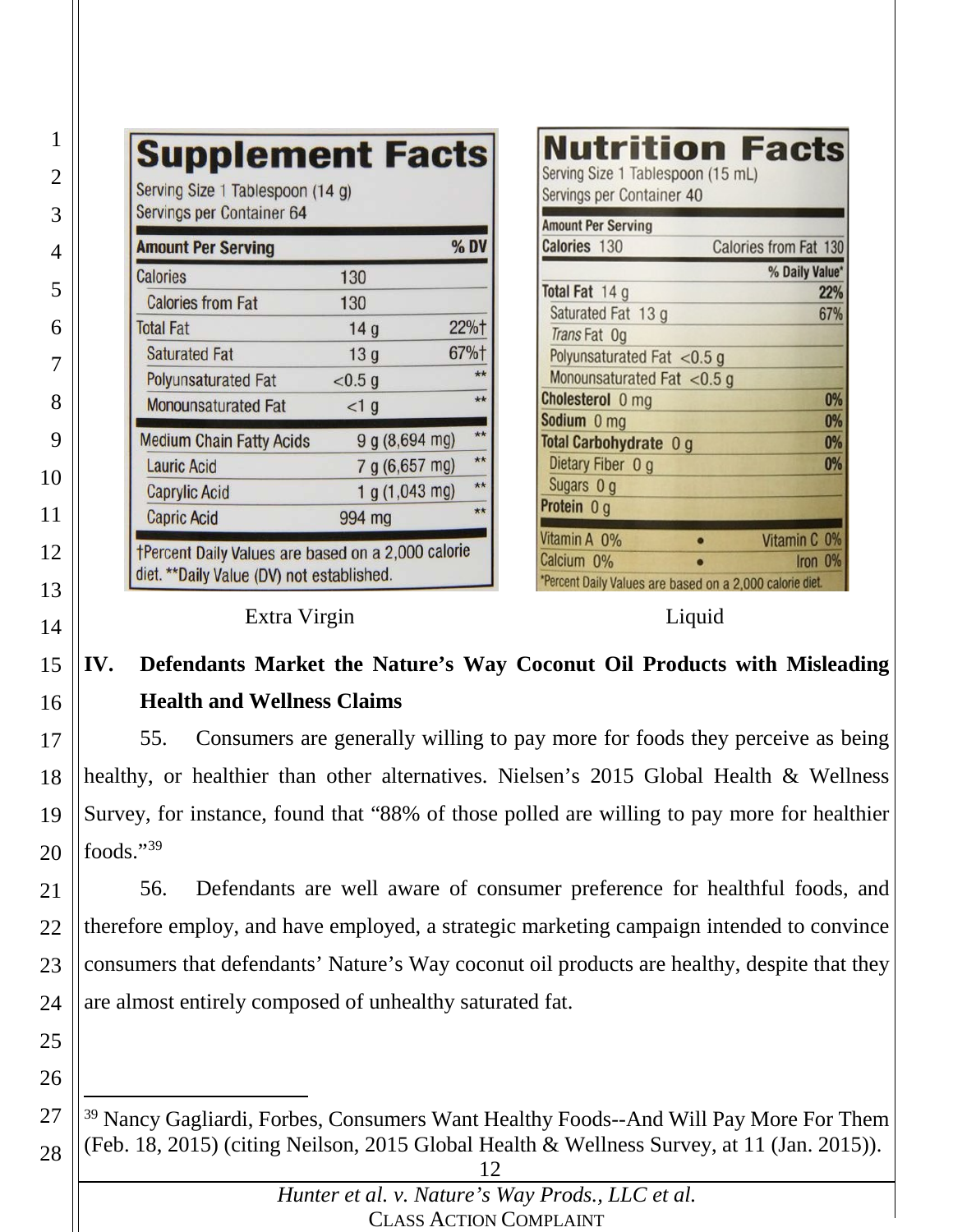**Supplement Facts**

Serving Size 1 Tablespoon (14 g)
Servings per Container 64

| Amount Per Serving | | % DV |
|---|---|---|
| Calories | 130 | |
| Calories from Fat | 130 | |
| Total Fat | 14 g | 22%† |
| Saturated Fat | 13 g | 67%† |
| Polyunsaturated Fat | <0.5 g | ** |
| Monounsaturated Fat | <1 g | ** |
| Medium Chain Fatty Acids | 9 g (8,694 mg) | ** |
| Lauric Acid | 7 g (6,657 mg) | ** |
| Caprylic Acid | 1 g (1,043 mg) | ** |
| Capric Acid | 994 mg | ** |

†Percent Daily Values are based on a 2,000 calorie diet. **Daily Value (DV) not established.

Extra Virgin

**Nutrition Facts**

Serving Size 1 Tablespoon (15 mL)
Servings per Container 40

| Amount Per Serving | |
|---|---|
| Calories 130 | Calories from Fat 130 |
| | % Daily Value* |
| Total Fat 14 g | 22% |
| Saturated Fat 13 g | 67% |
| Trans Fat 0g | |
| Polyunsaturated Fat <0.5 g | |
| Monounsaturated Fat <0.5 g | |
| Cholesterol 0 mg | 0% |
| Sodium 0 mg | 0% |
| Total Carbohydrate 0 g | 0% |
| Dietary Fiber 0 g | 0% |
| Sugars 0 g | |
| Protein 0 g | |
| Vitamin A 0% • Vitamin C 0% | |
| Calcium 0% • Iron 0% | |

*Percent Daily Values are based on a 2,000 calorie diet.

Liquid

## IV. Defendants Market the Nature's Way Coconut Oil Products with Misleading Health and Wellness Claims

55. Consumers are generally willing to pay more for foods they perceive as being healthy, or healthier than other alternatives. Nielsen's 2015 Global Health & Wellness Survey, for instance, found that "88% of those polled are willing to pay more for healthier foods."[39]

56. Defendants are well aware of consumer preference for healthful foods, and therefore employ, and have employed, a strategic marketing campaign intended to convince consumers that defendants' Nature's Way coconut oil products are healthy, despite that they are almost entirely composed of unhealthy saturated fat.

---

[39] Nancy Gagliardi, Forbes, Consumers Want Healthy Foods--And Will Pay More For Them (Feb. 18, 2015) (citing Neilson, 2015 Global Health & Wellness Survey, at 11 (Jan. 2015)).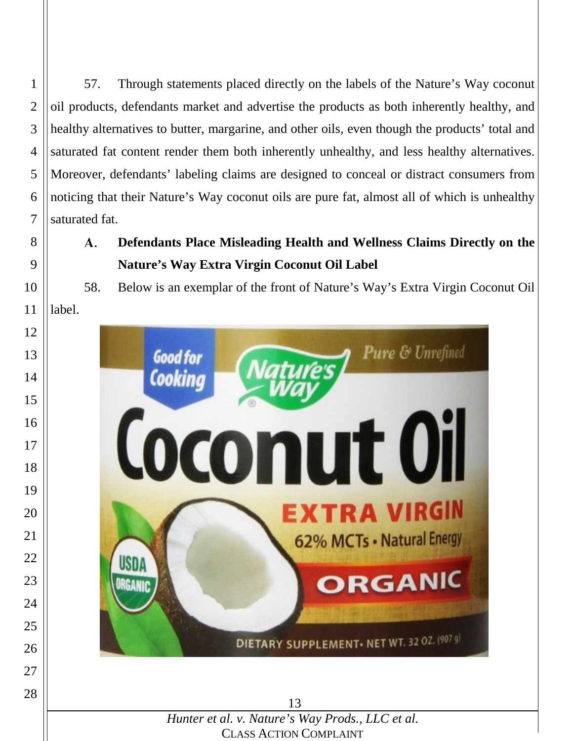57. Through statements placed directly on the labels of the Nature's Way coconut oil products, defendants market and advertise the products as both inherently healthy, and healthy alternatives to butter, margarine, and other oils, even though the products' total and saturated fat content render them both inherently unhealthy, and less healthy alternatives. Moreover, defendants' labeling claims are designed to conceal or distract consumers from noticing that their Nature's Way coconut oils are pure fat, almost all of which is unhealthy saturated fat.

### A. Defendants Place Misleading Health and Wellness Claims Directly on the Nature's Way Extra Virgin Coconut Oil Label

58. Below is an exemplar of the front of Nature's Way's Extra Virgin Coconut Oil label.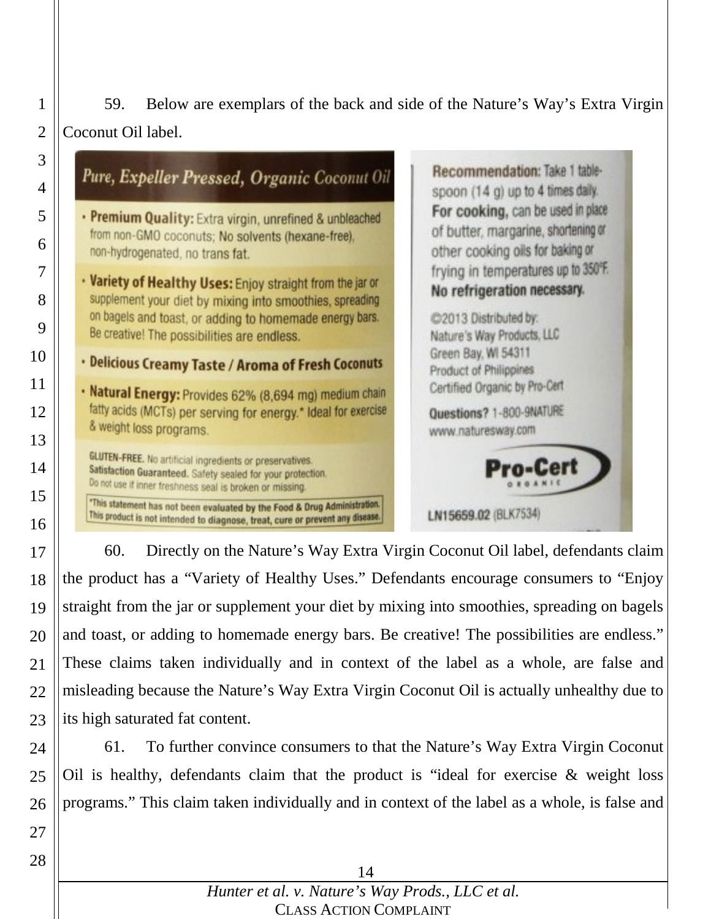59. Below are exemplars of the back and side of the Nature's Way's Extra Virgin Coconut Oil label.

*Pure, Expeller Pressed, Organic Coconut Oil*

- **Premium Quality:** Extra virgin, unrefined & unbleached from non-GMO coconuts; No solvents (hexane-free), non-hydrogenated, no trans fat.
- **Variety of Healthy Uses:** Enjoy straight from the jar or supplement your diet by mixing into smoothies, spreading on bagels and toast, or adding to homemade energy bars. Be creative! The possibilities are endless.
- **Delicious Creamy Taste / Aroma of Fresh Coconuts**
- **Natural Energy:** Provides 62% (8,694 mg) medium chain fatty acids (MCTs) per serving for energy.* Ideal for exercise & weight loss programs.

**GLUTEN-FREE.** No artificial ingredients or preservatives.
**Satisfaction Guaranteed.** Safety sealed for your protection.
Do not use if inner freshness seal is broken or missing.

*This statement has not been evaluated by the Food & Drug Administration. This product is not intended to diagnose, treat, cure or prevent any disease.

**Recommendation:** Take 1 tablespoon (14 g) up to 4 times daily.
**For cooking,** can be used in place of butter, margarine, shortening or other cooking oils for baking or frying in temperatures up to 350°F.
**No refrigeration necessary.**

©2013 Distributed by:
Nature's Way Products, LLC
Green Bay, WI 54311
Product of Philippines
Certified Organic by Pro-Cert

**Questions?** 1-800-9NATURE
www.naturesway.com

Pro-Cert ORGANIC

LN15659.02 (BLK7534)

60. Directly on the Nature's Way Extra Virgin Coconut Oil label, defendants claim the product has a "Variety of Healthy Uses." Defendants encourage consumers to "Enjoy straight from the jar or supplement your diet by mixing into smoothies, spreading on bagels and toast, or adding to homemade energy bars. Be creative! The possibilities are endless." These claims taken individually and in context of the label as a whole, are false and misleading because the Nature's Way Extra Virgin Coconut Oil is actually unhealthy due to its high saturated fat content.

61. To further convince consumers to that the Nature's Way Extra Virgin Coconut Oil is healthy, defendants claim that the product is "ideal for exercise & weight loss programs." This claim taken individually and in context of the label as a whole, is false and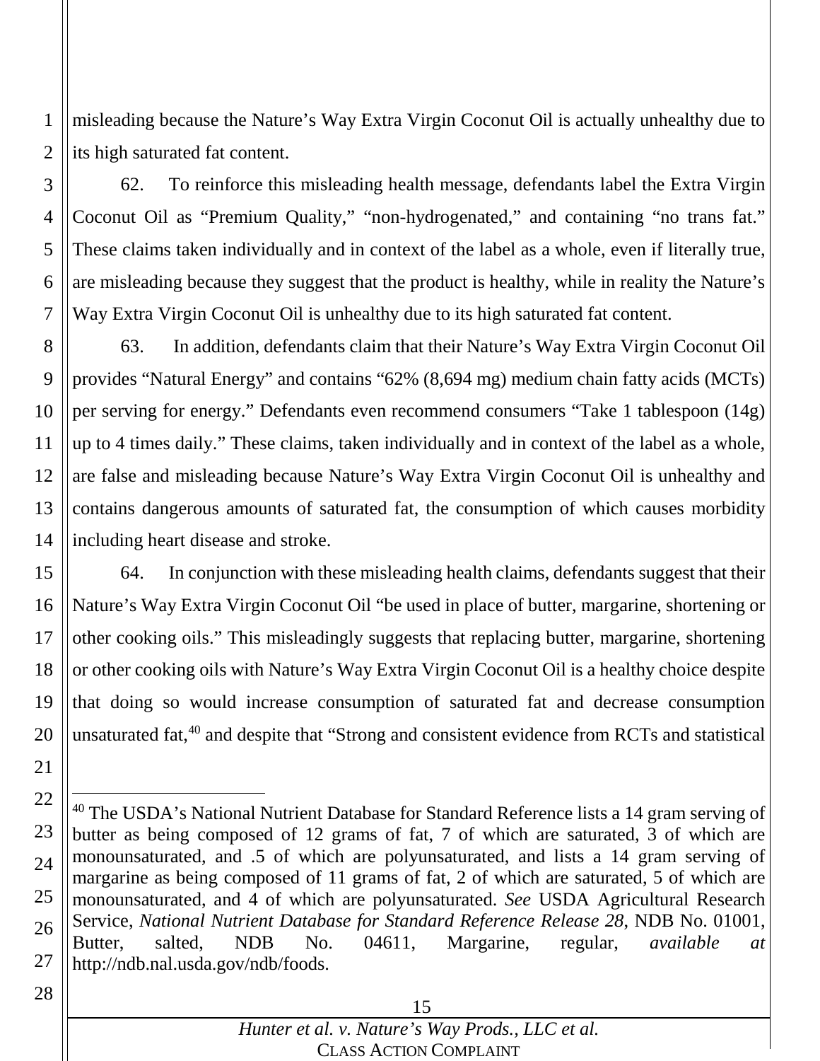misleading because the Nature's Way Extra Virgin Coconut Oil is actually unhealthy due to its high saturated fat content.

62. To reinforce this misleading health message, defendants label the Extra Virgin Coconut Oil as "Premium Quality," "non-hydrogenated," and containing "no trans fat." These claims taken individually and in context of the label as a whole, even if literally true, are misleading because they suggest that the product is healthy, while in reality the Nature's Way Extra Virgin Coconut Oil is unhealthy due to its high saturated fat content.

63. In addition, defendants claim that their Nature's Way Extra Virgin Coconut Oil provides "Natural Energy" and contains "62% (8,694 mg) medium chain fatty acids (MCTs) per serving for energy." Defendants even recommend consumers "Take 1 tablespoon (14g) up to 4 times daily." These claims, taken individually and in context of the label as a whole, are false and misleading because Nature's Way Extra Virgin Coconut Oil is unhealthy and contains dangerous amounts of saturated fat, the consumption of which causes morbidity including heart disease and stroke.

64. In conjunction with these misleading health claims, defendants suggest that their Nature's Way Extra Virgin Coconut Oil "be used in place of butter, margarine, shortening or other cooking oils." This misleadingly suggests that replacing butter, margarine, shortening or other cooking oils with Nature's Way Extra Virgin Coconut Oil is a healthy choice despite that doing so would increase consumption of saturated fat and decrease consumption unsaturated fat,[40] and despite that "Strong and consistent evidence from RCTs and statistical

---

[40] The USDA's National Nutrient Database for Standard Reference lists a 14 gram serving of butter as being composed of 12 grams of fat, 7 of which are saturated, 3 of which are monounsaturated, and .5 of which are polyunsaturated, and lists a 14 gram serving of margarine as being composed of 11 grams of fat, 2 of which are saturated, 5 of which are monounsaturated, and 4 of which are polyunsaturated. *See* USDA Agricultural Research Service, *National Nutrient Database for Standard Reference Release 28*, NDB No. 01001, Butter, salted, NDB No. 04611, Margarine, regular, *available at* http://ndb.nal.usda.gov/ndb/foods.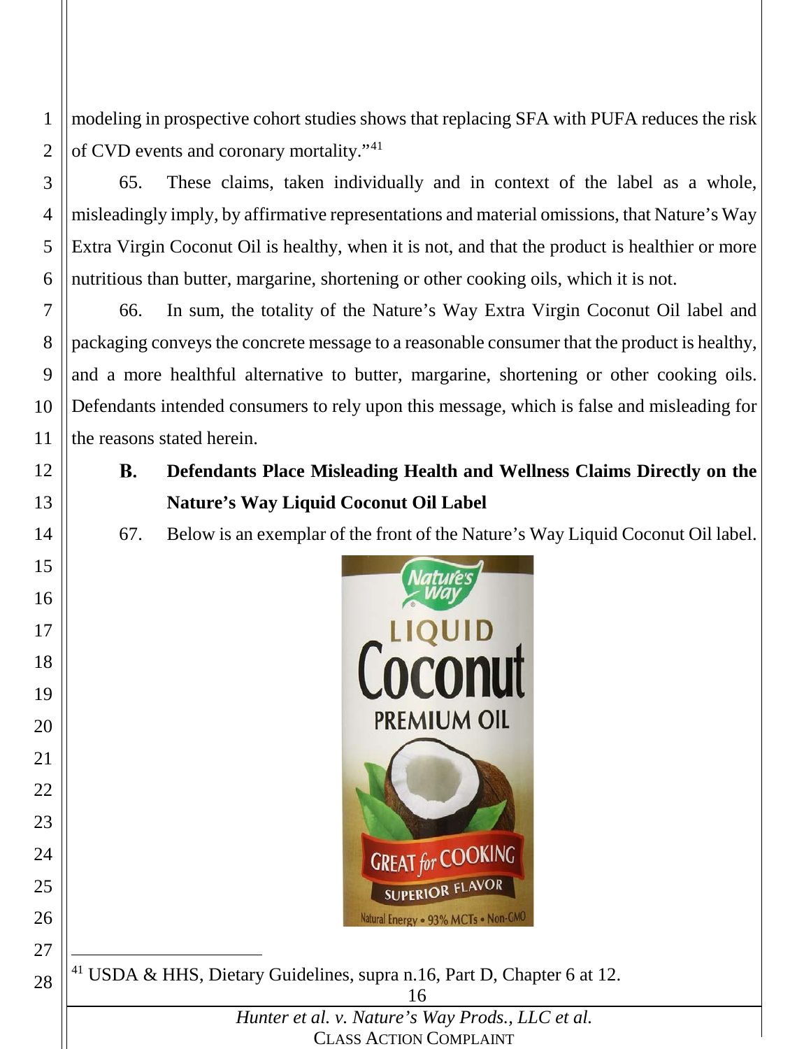modeling in prospective cohort studies shows that replacing SFA with PUFA reduces the risk of CVD events and coronary mortality."[41]

65. These claims, taken individually and in context of the label as a whole, misleadingly imply, by affirmative representations and material omissions, that Nature's Way Extra Virgin Coconut Oil is healthy, when it is not, and that the product is healthier or more nutritious than butter, margarine, shortening or other cooking oils, which it is not.

66. In sum, the totality of the Nature's Way Extra Virgin Coconut Oil label and packaging conveys the concrete message to a reasonable consumer that the product is healthy, and a more healthful alternative to butter, margarine, shortening or other cooking oils. Defendants intended consumers to rely upon this message, which is false and misleading for the reasons stated herein.

### B. Defendants Place Misleading Health and Wellness Claims Directly on the Nature's Way Liquid Coconut Oil Label

67. Below is an exemplar of the front of the Nature's Way Liquid Coconut Oil label.

---

[41] USDA & HHS, Dietary Guidelines, supra n.16, Part D, Chapter 6 at 12.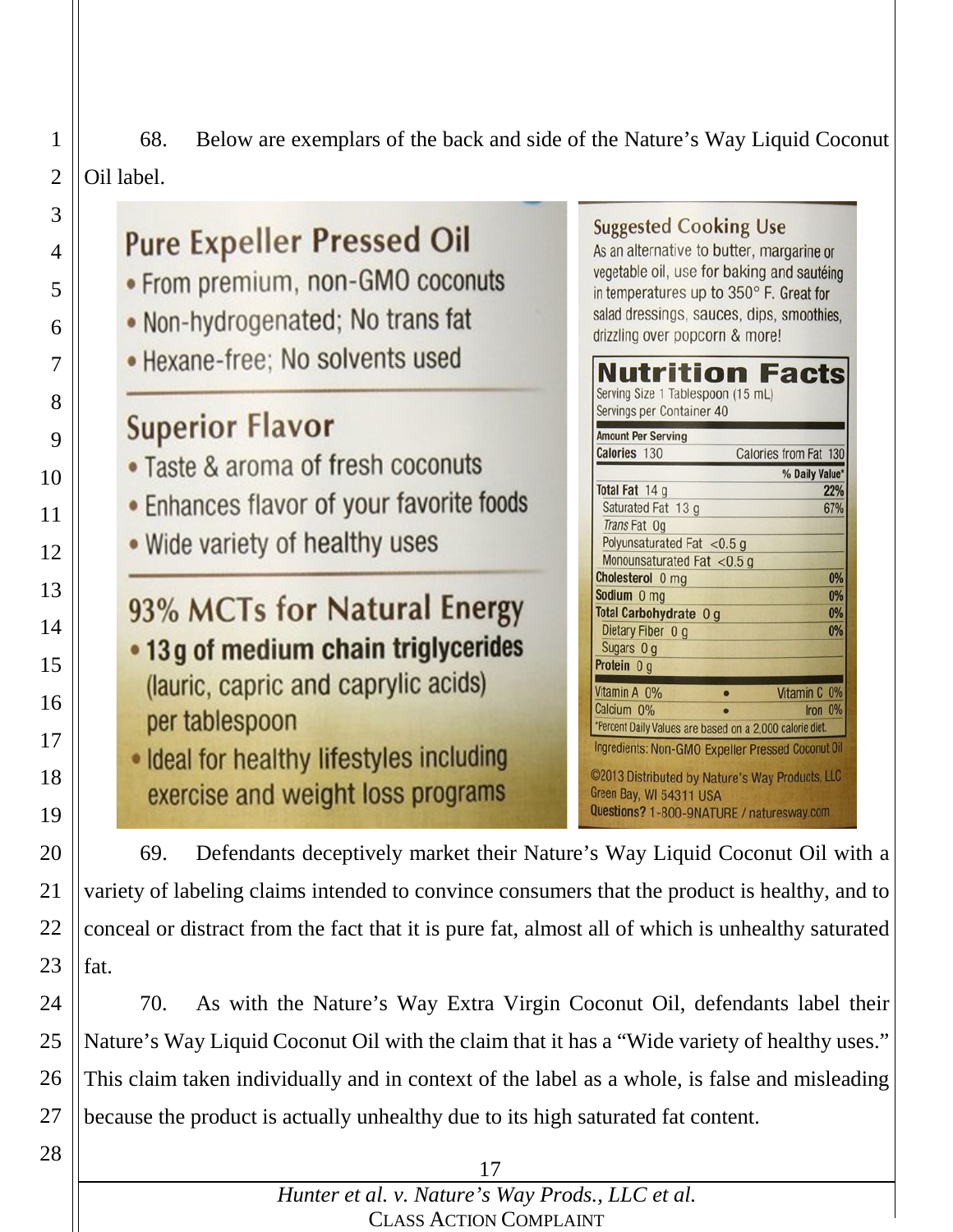68. Below are exemplars of the back and side of the Nature's Way Liquid Coconut Oil label.

**Pure Expeller Pressed Oil**
- From premium, non-GMO coconuts
- Non-hydrogenated; No trans fat
- Hexane-free; No solvents used

**Superior Flavor**
- Taste & aroma of fresh coconuts
- Enhances flavor of your favorite foods
- Wide variety of healthy uses

**93% MCTs for Natural Energy**
- **13 g of medium chain triglycerides** (lauric, capric and caprylic acids) per tablespoon
- Ideal for healthy lifestyles including exercise and weight loss programs

**Suggested Cooking Use**
As an alternative to butter, margarine or vegetable oil, use for baking and sautéing in temperatures up to 350° F. Great for salad dressings, sauces, dips, smoothies, drizzling over popcorn & more!

**Nutrition Facts**
Serving Size 1 Tablespoon (15 mL)
Servings per Container 40

| Amount Per Serving | |
|---|---|
| Calories 130 | Calories from Fat 130 |
| | % Daily Value* |
| Total Fat 14 g | 22% |
| Saturated Fat 13 g | 67% |
| *Trans* Fat 0g | |
| Polyunsaturated Fat <0.5 g | |
| Monounsaturated Fat <0.5 g | |
| Cholesterol 0 mg | 0% |
| Sodium 0 mg | 0% |
| Total Carbohydrate 0 g | 0% |
| Dietary Fiber 0 g | 0% |
| Sugars 0 g | |
| Protein 0 g | |
| Vitamin A 0% • Vitamin C 0% | |
| Calcium 0% • Iron 0% | |

*Percent Daily Values are based on a 2,000 calorie diet.

Ingredients: Non-GMO Expeller Pressed Coconut Oil

©2013 Distributed by Nature's Way Products, LLC Green Bay, WI 54311 USA
Questions? 1-800-9NATURE / naturesway.com

69. Defendants deceptively market their Nature's Way Liquid Coconut Oil with a variety of labeling claims intended to convince consumers that the product is healthy, and to conceal or distract from the fact that it is pure fat, almost all of which is unhealthy saturated fat.

70. As with the Nature's Way Extra Virgin Coconut Oil, defendants label their Nature's Way Liquid Coconut Oil with the claim that it has a "Wide variety of healthy uses." This claim taken individually and in context of the label as a whole, is false and misleading because the product is actually unhealthy due to its high saturated fat content.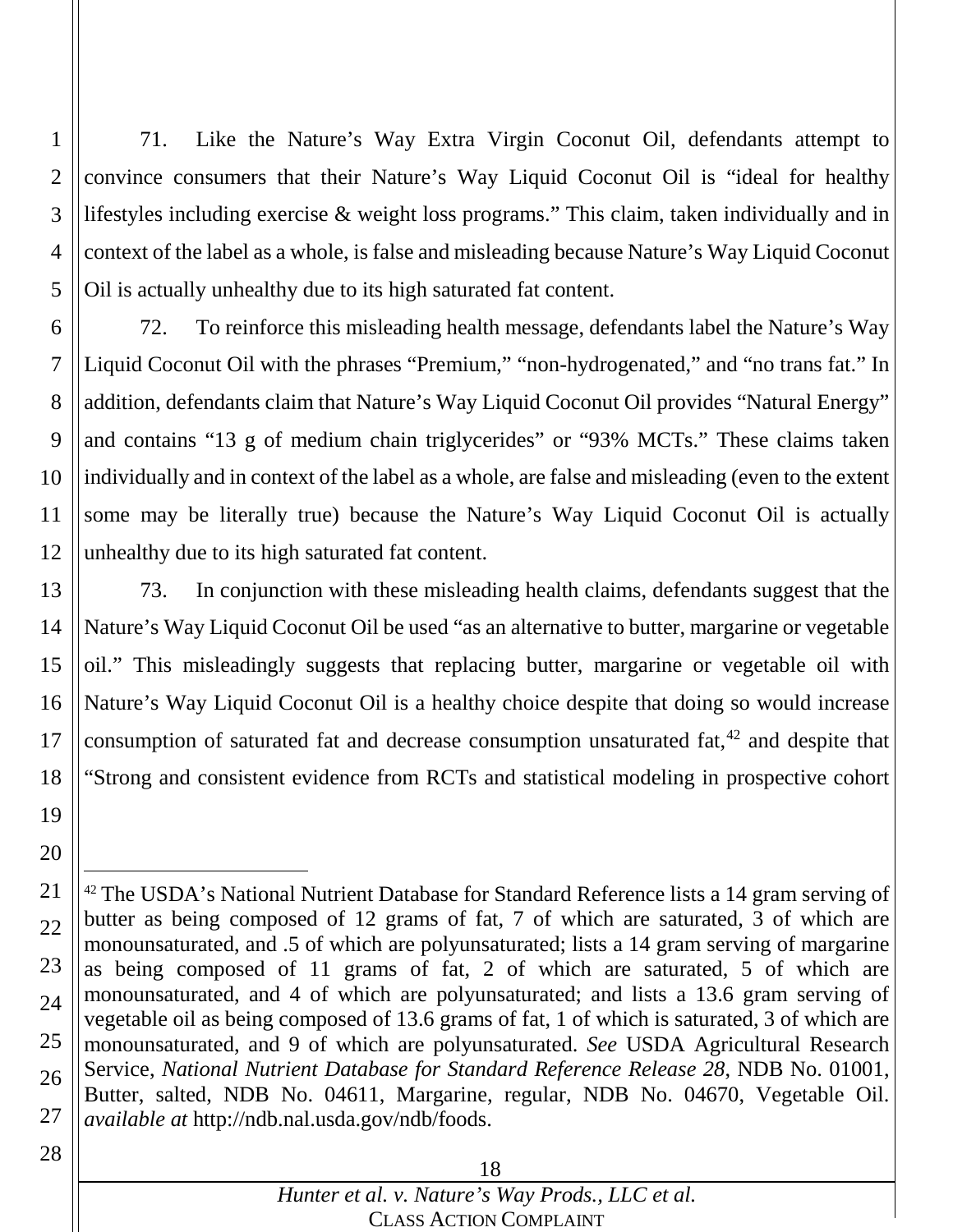71. Like the Nature's Way Extra Virgin Coconut Oil, defendants attempt to convince consumers that their Nature's Way Liquid Coconut Oil is "ideal for healthy lifestyles including exercise & weight loss programs." This claim, taken individually and in context of the label as a whole, is false and misleading because Nature's Way Liquid Coconut Oil is actually unhealthy due to its high saturated fat content.

72. To reinforce this misleading health message, defendants label the Nature's Way Liquid Coconut Oil with the phrases "Premium," "non-hydrogenated," and "no trans fat." In addition, defendants claim that Nature's Way Liquid Coconut Oil provides "Natural Energy" and contains "13 g of medium chain triglycerides" or "93% MCTs." These claims taken individually and in context of the label as a whole, are false and misleading (even to the extent some may be literally true) because the Nature's Way Liquid Coconut Oil is actually unhealthy due to its high saturated fat content.

73. In conjunction with these misleading health claims, defendants suggest that the Nature's Way Liquid Coconut Oil be used "as an alternative to butter, margarine or vegetable oil." This misleadingly suggests that replacing butter, margarine or vegetable oil with Nature's Way Liquid Coconut Oil is a healthy choice despite that doing so would increase consumption of saturated fat and decrease consumption unsaturated fat,[42] and despite that "Strong and consistent evidence from RCTs and statistical modeling in prospective cohort

---

[42] The USDA's National Nutrient Database for Standard Reference lists a 14 gram serving of butter as being composed of 12 grams of fat, 7 of which are saturated, 3 of which are monounsaturated, and .5 of which are polyunsaturated; lists a 14 gram serving of margarine as being composed of 11 grams of fat, 2 of which are saturated, 5 of which are monounsaturated, and 4 of which are polyunsaturated; and lists a 13.6 gram serving of vegetable oil as being composed of 13.6 grams of fat, 1 of which is saturated, 3 of which are monounsaturated, and 9 of which are polyunsaturated. *See* USDA Agricultural Research Service, *National Nutrient Database for Standard Reference Release 28*, NDB No. 01001, Butter, salted, NDB No. 04611, Margarine, regular, NDB No. 04670, Vegetable Oil. *available at* http://ndb.nal.usda.gov/ndb/foods.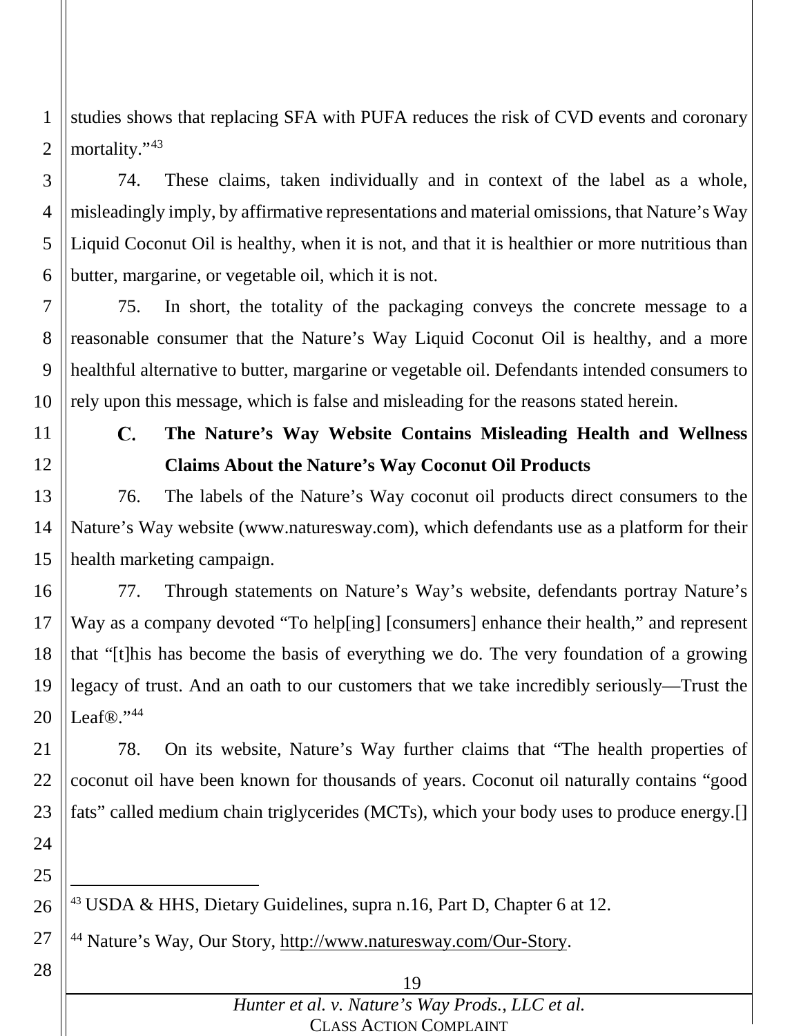studies shows that replacing SFA with PUFA reduces the risk of CVD events and coronary mortality."[43]

74. These claims, taken individually and in context of the label as a whole, misleadingly imply, by affirmative representations and material omissions, that Nature's Way Liquid Coconut Oil is healthy, when it is not, and that it is healthier or more nutritious than butter, margarine, or vegetable oil, which it is not.

75. In short, the totality of the packaging conveys the concrete message to a reasonable consumer that the Nature's Way Liquid Coconut Oil is healthy, and a more healthful alternative to butter, margarine or vegetable oil. Defendants intended consumers to rely upon this message, which is false and misleading for the reasons stated herein.

### C. The Nature's Way Website Contains Misleading Health and Wellness Claims About the Nature's Way Coconut Oil Products

76. The labels of the Nature's Way coconut oil products direct consumers to the Nature's Way website (www.naturesway.com), which defendants use as a platform for their health marketing campaign.

77. Through statements on Nature's Way's website, defendants portray Nature's Way as a company devoted "To help[ing] [consumers] enhance their health," and represent that "[t]his has become the basis of everything we do. The very foundation of a growing legacy of trust. And an oath to our customers that we take incredibly seriously—Trust the Leaf®."[44]

78. On its website, Nature's Way further claims that "The health properties of coconut oil have been known for thousands of years. Coconut oil naturally contains "good fats" called medium chain triglycerides (MCTs), which your body uses to produce energy.[]

---

[43] USDA & HHS, Dietary Guidelines, supra n.16, Part D, Chapter 6 at 12.

[44] Nature's Way, Our Story, http://www.naturesway.com/Our-Story.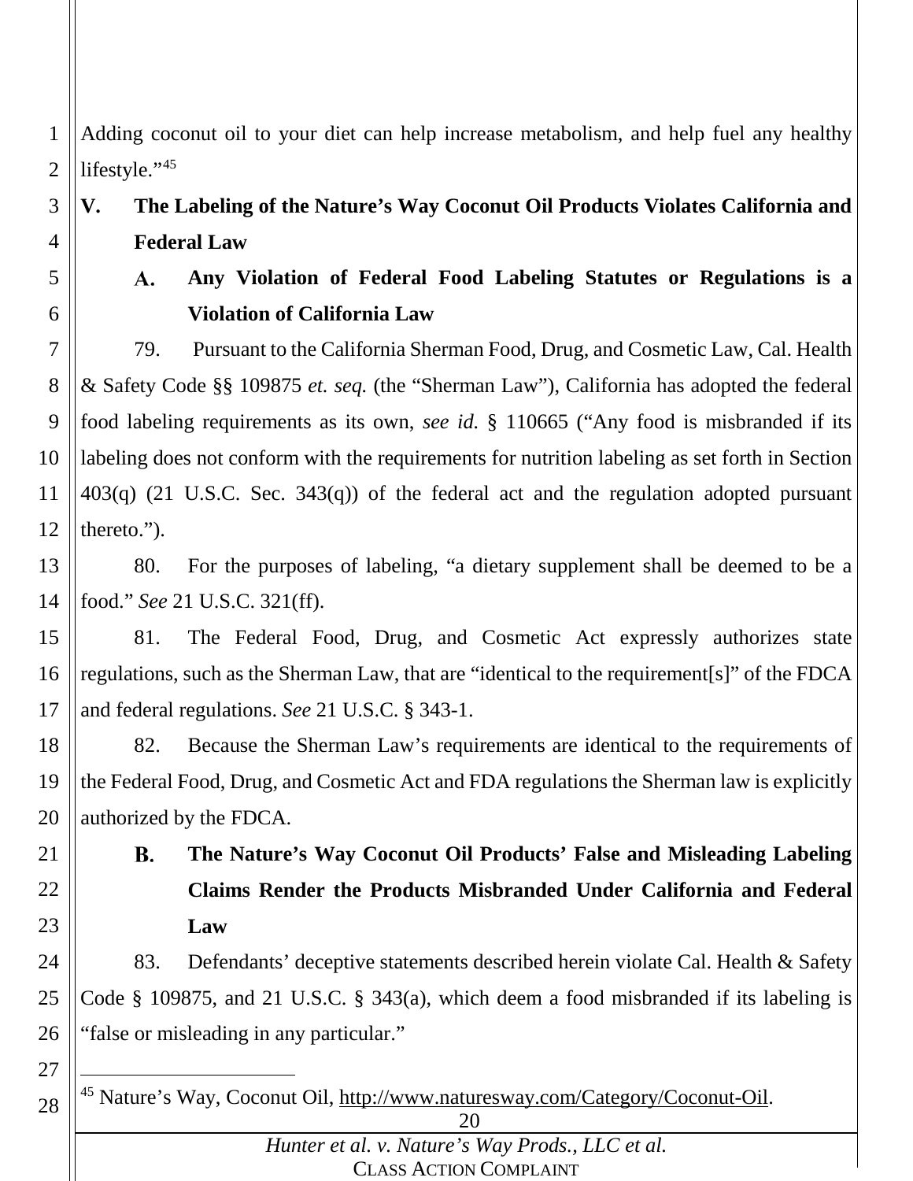Adding coconut oil to your diet can help increase metabolism, and help fuel any healthy lifestyle."[45]

## V. The Labeling of the Nature's Way Coconut Oil Products Violates California and Federal Law

### A. Any Violation of Federal Food Labeling Statutes or Regulations is a Violation of California Law

79. Pursuant to the California Sherman Food, Drug, and Cosmetic Law, Cal. Health & Safety Code §§ 109875 *et. seq.* (the "Sherman Law"), California has adopted the federal food labeling requirements as its own, *see id.* § 110665 ("Any food is misbranded if its labeling does not conform with the requirements for nutrition labeling as set forth in Section 403(q) (21 U.S.C. Sec. 343(q)) of the federal act and the regulation adopted pursuant thereto.").

80. For the purposes of labeling, "a dietary supplement shall be deemed to be a food." *See* 21 U.S.C. 321(ff).

81. The Federal Food, Drug, and Cosmetic Act expressly authorizes state regulations, such as the Sherman Law, that are "identical to the requirement[s]" of the FDCA and federal regulations. *See* 21 U.S.C. § 343-1.

82. Because the Sherman Law's requirements are identical to the requirements of the Federal Food, Drug, and Cosmetic Act and FDA regulations the Sherman law is explicitly authorized by the FDCA.

### B. The Nature's Way Coconut Oil Products' False and Misleading Labeling Claims Render the Products Misbranded Under California and Federal Law

83. Defendants' deceptive statements described herein violate Cal. Health & Safety Code § 109875, and 21 U.S.C. § 343(a), which deem a food misbranded if its labeling is "false or misleading in any particular."

---

[45] Nature's Way, Coconut Oil, http://www.naturesway.com/Category/Coconut-Oil.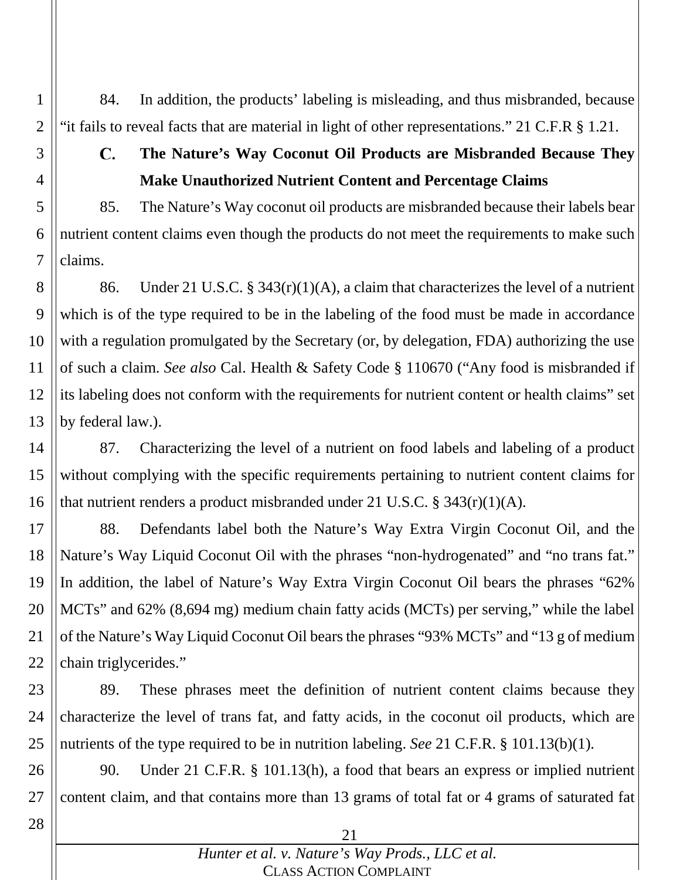84. In addition, the products' labeling is misleading, and thus misbranded, because "it fails to reveal facts that are material in light of other representations." 21 C.F.R § 1.21.

### C. The Nature's Way Coconut Oil Products are Misbranded Because They Make Unauthorized Nutrient Content and Percentage Claims

85. The Nature's Way coconut oil products are misbranded because their labels bear nutrient content claims even though the products do not meet the requirements to make such claims.

86. Under 21 U.S.C. § 343(r)(1)(A), a claim that characterizes the level of a nutrient which is of the type required to be in the labeling of the food must be made in accordance with a regulation promulgated by the Secretary (or, by delegation, FDA) authorizing the use of such a claim. *See also* Cal. Health & Safety Code § 110670 ("Any food is misbranded if its labeling does not conform with the requirements for nutrient content or health claims" set by federal law.).

87. Characterizing the level of a nutrient on food labels and labeling of a product without complying with the specific requirements pertaining to nutrient content claims for that nutrient renders a product misbranded under 21 U.S.C. § 343(r)(1)(A).

88. Defendants label both the Nature's Way Extra Virgin Coconut Oil, and the Nature's Way Liquid Coconut Oil with the phrases "non-hydrogenated" and "no trans fat." In addition, the label of Nature's Way Extra Virgin Coconut Oil bears the phrases "62% MCTs" and 62% (8,694 mg) medium chain fatty acids (MCTs) per serving," while the label of the Nature's Way Liquid Coconut Oil bears the phrases "93% MCTs" and "13 g of medium chain triglycerides."

89. These phrases meet the definition of nutrient content claims because they characterize the level of trans fat, and fatty acids, in the coconut oil products, which are nutrients of the type required to be in nutrition labeling. *See* 21 C.F.R. § 101.13(b)(1).

90. Under 21 C.F.R. § 101.13(h), a food that bears an express or implied nutrient content claim, and that contains more than 13 grams of total fat or 4 grams of saturated fat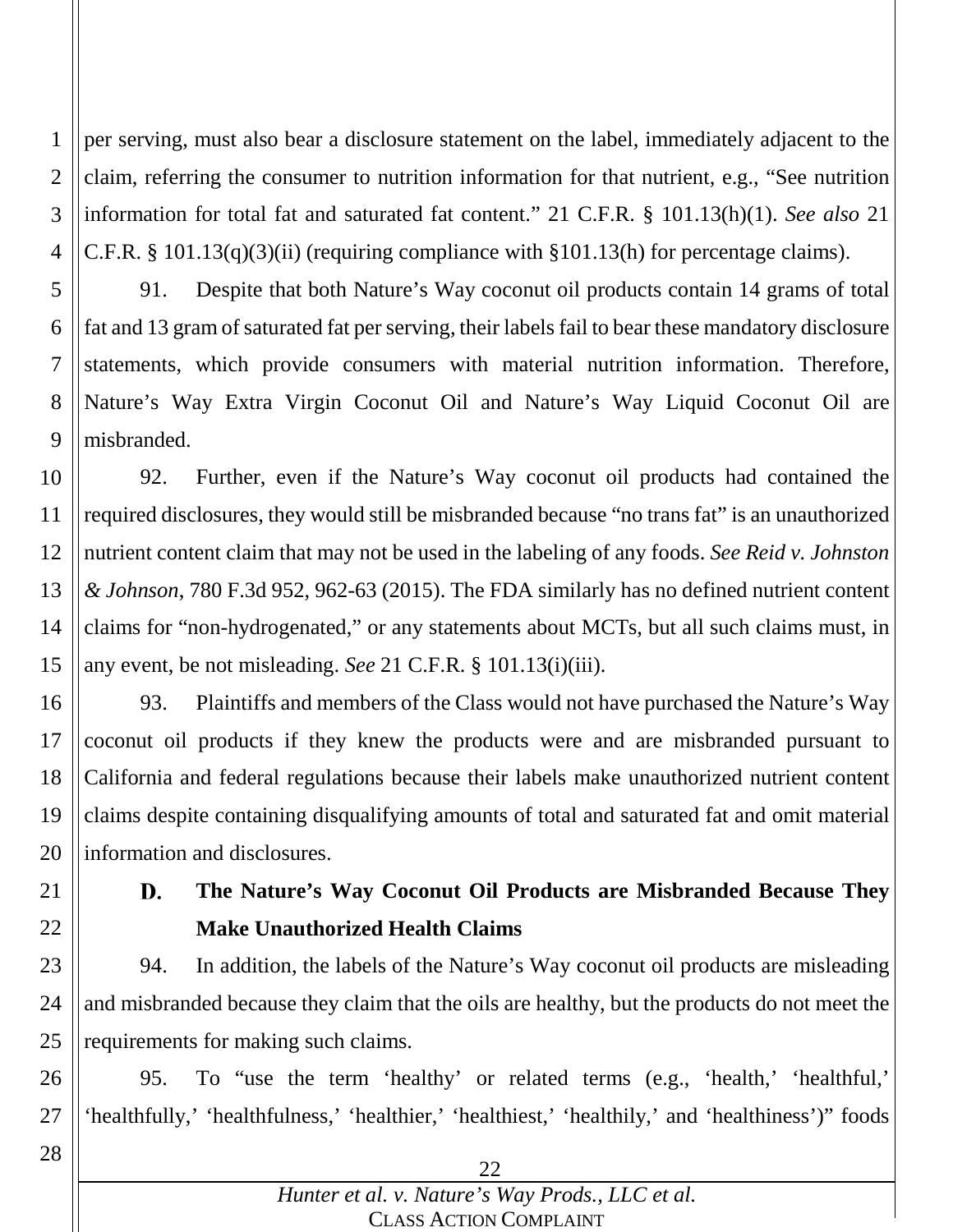per serving, must also bear a disclosure statement on the label, immediately adjacent to the claim, referring the consumer to nutrition information for that nutrient, e.g., "See nutrition information for total fat and saturated fat content." 21 C.F.R. § 101.13(h)(1). *See also* 21 C.F.R. § 101.13(q)(3)(ii) (requiring compliance with §101.13(h) for percentage claims).

91. Despite that both Nature's Way coconut oil products contain 14 grams of total fat and 13 gram of saturated fat per serving, their labels fail to bear these mandatory disclosure statements, which provide consumers with material nutrition information. Therefore, Nature's Way Extra Virgin Coconut Oil and Nature's Way Liquid Coconut Oil are misbranded.

92. Further, even if the Nature's Way coconut oil products had contained the required disclosures, they would still be misbranded because "no trans fat" is an unauthorized nutrient content claim that may not be used in the labeling of any foods. *See Reid v. Johnston & Johnson*, 780 F.3d 952, 962-63 (2015). The FDA similarly has no defined nutrient content claims for "non-hydrogenated," or any statements about MCTs, but all such claims must, in any event, be not misleading. *See* 21 C.F.R. § 101.13(i)(iii).

93. Plaintiffs and members of the Class would not have purchased the Nature's Way coconut oil products if they knew the products were and are misbranded pursuant to California and federal regulations because their labels make unauthorized nutrient content claims despite containing disqualifying amounts of total and saturated fat and omit material information and disclosures.

### D. The Nature's Way Coconut Oil Products are Misbranded Because They Make Unauthorized Health Claims

94. In addition, the labels of the Nature's Way coconut oil products are misleading and misbranded because they claim that the oils are healthy, but the products do not meet the requirements for making such claims.

95. To "use the term 'healthy' or related terms (e.g., 'health,' 'healthful,' 'healthfully,' 'healthfulness,' 'healthier,' 'healthiest,' 'healthily,' and 'healthiness')" foods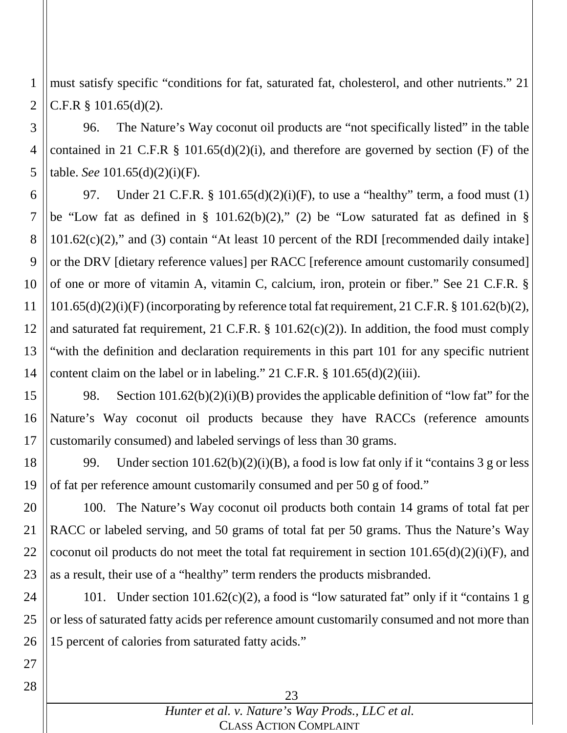must satisfy specific "conditions for fat, saturated fat, cholesterol, and other nutrients." 21 C.F.R § 101.65(d)(2).

96. The Nature's Way coconut oil products are "not specifically listed" in the table contained in 21 C.F.R § 101.65(d)(2)(i), and therefore are governed by section (F) of the table. *See* 101.65(d)(2)(i)(F).

97. Under 21 C.F.R. § 101.65(d)(2)(i)(F), to use a "healthy" term, a food must (1) be "Low fat as defined in § 101.62(b)(2)," (2) be "Low saturated fat as defined in § 101.62(c)(2)," and (3) contain "At least 10 percent of the RDI [recommended daily intake] or the DRV [dietary reference values] per RACC [reference amount customarily consumed] of one or more of vitamin A, vitamin C, calcium, iron, protein or fiber." See 21 C.F.R. § 101.65(d)(2)(i)(F) (incorporating by reference total fat requirement, 21 C.F.R. § 101.62(b)(2), and saturated fat requirement, 21 C.F.R. § 101.62(c)(2)). In addition, the food must comply "with the definition and declaration requirements in this part 101 for any specific nutrient content claim on the label or in labeling." 21 C.F.R. § 101.65(d)(2)(iii).

98. Section 101.62(b)(2)(i)(B) provides the applicable definition of "low fat" for the Nature's Way coconut oil products because they have RACCs (reference amounts customarily consumed) and labeled servings of less than 30 grams.

99. Under section 101.62(b)(2)(i)(B), a food is low fat only if it "contains 3 g or less of fat per reference amount customarily consumed and per 50 g of food."

100. The Nature's Way coconut oil products both contain 14 grams of total fat per RACC or labeled serving, and 50 grams of total fat per 50 grams. Thus the Nature's Way coconut oil products do not meet the total fat requirement in section 101.65(d)(2)(i)(F), and as a result, their use of a "healthy" term renders the products misbranded.

101. Under section 101.62(c)(2), a food is "low saturated fat" only if it "contains 1 g or less of saturated fatty acids per reference amount customarily consumed and not more than 15 percent of calories from saturated fatty acids."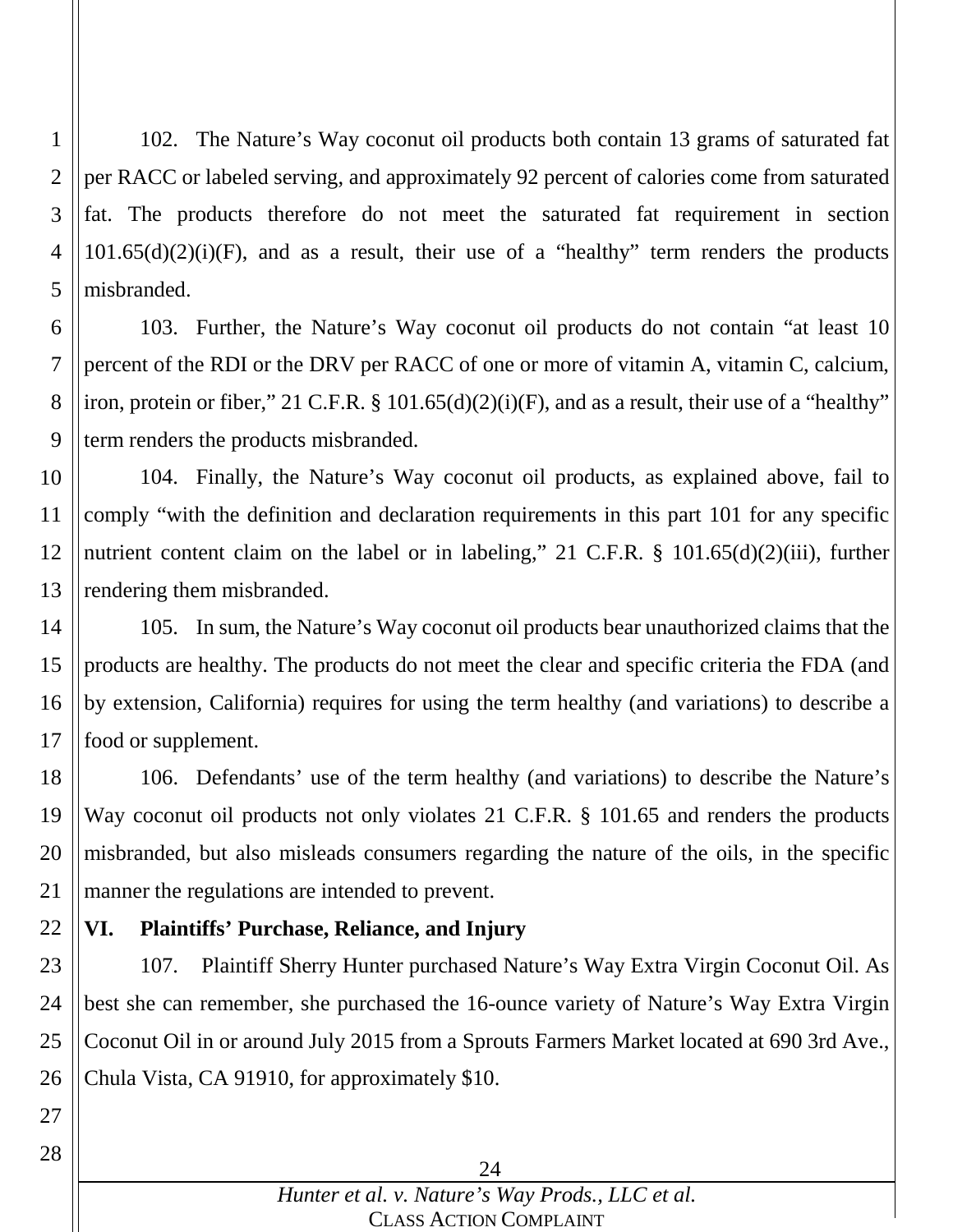102. The Nature's Way coconut oil products both contain 13 grams of saturated fat per RACC or labeled serving, and approximately 92 percent of calories come from saturated fat. The products therefore do not meet the saturated fat requirement in section 101.65(d)(2)(i)(F), and as a result, their use of a "healthy" term renders the products misbranded.

103. Further, the Nature's Way coconut oil products do not contain "at least 10 percent of the RDI or the DRV per RACC of one or more of vitamin A, vitamin C, calcium, iron, protein or fiber," 21 C.F.R. § 101.65(d)(2)(i)(F), and as a result, their use of a "healthy" term renders the products misbranded.

104. Finally, the Nature's Way coconut oil products, as explained above, fail to comply "with the definition and declaration requirements in this part 101 for any specific nutrient content claim on the label or in labeling," 21 C.F.R. § 101.65(d)(2)(iii), further rendering them misbranded.

105. In sum, the Nature's Way coconut oil products bear unauthorized claims that the products are healthy. The products do not meet the clear and specific criteria the FDA (and by extension, California) requires for using the term healthy (and variations) to describe a food or supplement.

106. Defendants' use of the term healthy (and variations) to describe the Nature's Way coconut oil products not only violates 21 C.F.R. § 101.65 and renders the products misbranded, but also misleads consumers regarding the nature of the oils, in the specific manner the regulations are intended to prevent.

## VI. Plaintiffs' Purchase, Reliance, and Injury

107. Plaintiff Sherry Hunter purchased Nature's Way Extra Virgin Coconut Oil. As best she can remember, she purchased the 16-ounce variety of Nature's Way Extra Virgin Coconut Oil in or around July 2015 from a Sprouts Farmers Market located at 690 3rd Ave., Chula Vista, CA 91910, for approximately $10.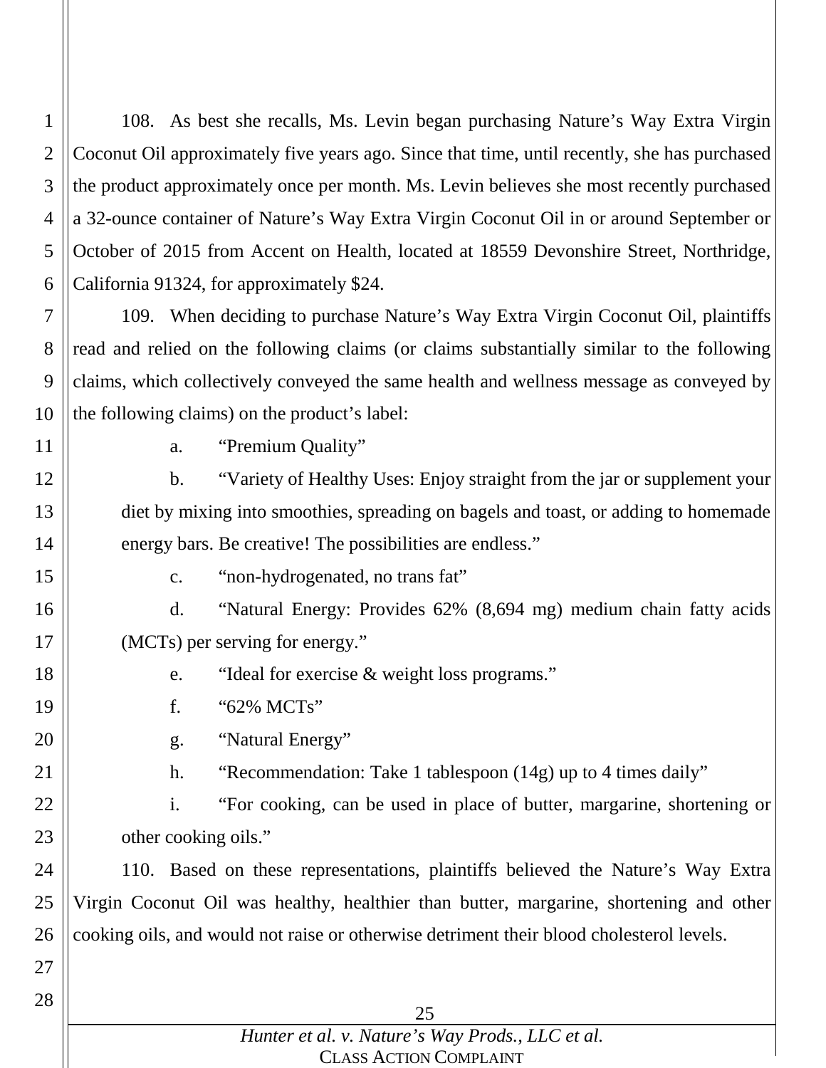108. As best she recalls, Ms. Levin began purchasing Nature's Way Extra Virgin Coconut Oil approximately five years ago. Since that time, until recently, she has purchased the product approximately once per month. Ms. Levin believes she most recently purchased a 32-ounce container of Nature's Way Extra Virgin Coconut Oil in or around September or October of 2015 from Accent on Health, located at 18559 Devonshire Street, Northridge, California 91324, for approximately $24.

109. When deciding to purchase Nature's Way Extra Virgin Coconut Oil, plaintiffs read and relied on the following claims (or claims substantially similar to the following claims, which collectively conveyed the same health and wellness message as conveyed by the following claims) on the product's label:

a. "Premium Quality"

b. "Variety of Healthy Uses: Enjoy straight from the jar or supplement your diet by mixing into smoothies, spreading on bagels and toast, or adding to homemade energy bars. Be creative! The possibilities are endless."

c. "non-hydrogenated, no trans fat"

d. "Natural Energy: Provides 62% (8,694 mg) medium chain fatty acids (MCTs) per serving for energy."

e. "Ideal for exercise & weight loss programs."

f. "62% MCTs"

g. "Natural Energy"

h. "Recommendation: Take 1 tablespoon (14g) up to 4 times daily"

i. "For cooking, can be used in place of butter, margarine, shortening or other cooking oils."

110. Based on these representations, plaintiffs believed the Nature's Way Extra Virgin Coconut Oil was healthy, healthier than butter, margarine, shortening and other cooking oils, and would not raise or otherwise detriment their blood cholesterol levels.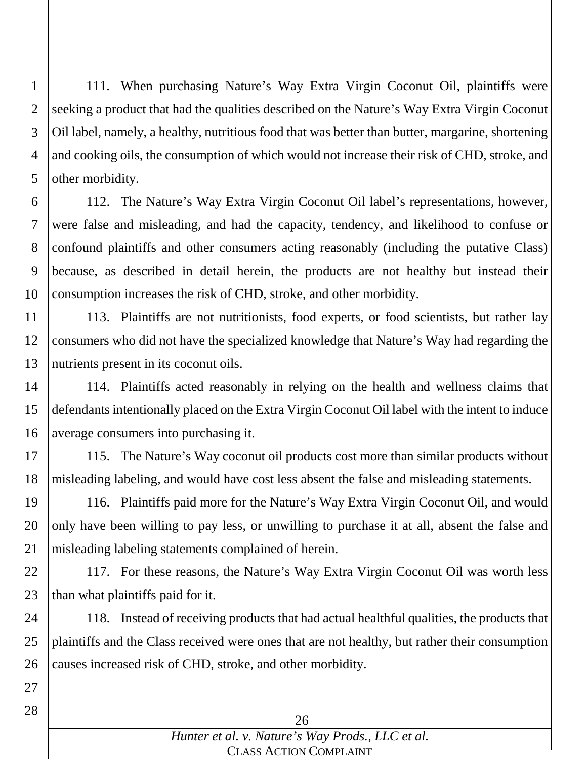111. When purchasing Nature's Way Extra Virgin Coconut Oil, plaintiffs were seeking a product that had the qualities described on the Nature's Way Extra Virgin Coconut Oil label, namely, a healthy, nutritious food that was better than butter, margarine, shortening and cooking oils, the consumption of which would not increase their risk of CHD, stroke, and other morbidity.

112. The Nature's Way Extra Virgin Coconut Oil label's representations, however, were false and misleading, and had the capacity, tendency, and likelihood to confuse or confound plaintiffs and other consumers acting reasonably (including the putative Class) because, as described in detail herein, the products are not healthy but instead their consumption increases the risk of CHD, stroke, and other morbidity.

113. Plaintiffs are not nutritionists, food experts, or food scientists, but rather lay consumers who did not have the specialized knowledge that Nature's Way had regarding the nutrients present in its coconut oils.

114. Plaintiffs acted reasonably in relying on the health and wellness claims that defendants intentionally placed on the Extra Virgin Coconut Oil label with the intent to induce average consumers into purchasing it.

115. The Nature's Way coconut oil products cost more than similar products without misleading labeling, and would have cost less absent the false and misleading statements.

116. Plaintiffs paid more for the Nature's Way Extra Virgin Coconut Oil, and would only have been willing to pay less, or unwilling to purchase it at all, absent the false and misleading labeling statements complained of herein.

117. For these reasons, the Nature's Way Extra Virgin Coconut Oil was worth less than what plaintiffs paid for it.

118. Instead of receiving products that had actual healthful qualities, the products that plaintiffs and the Class received were ones that are not healthy, but rather their consumption causes increased risk of CHD, stroke, and other morbidity.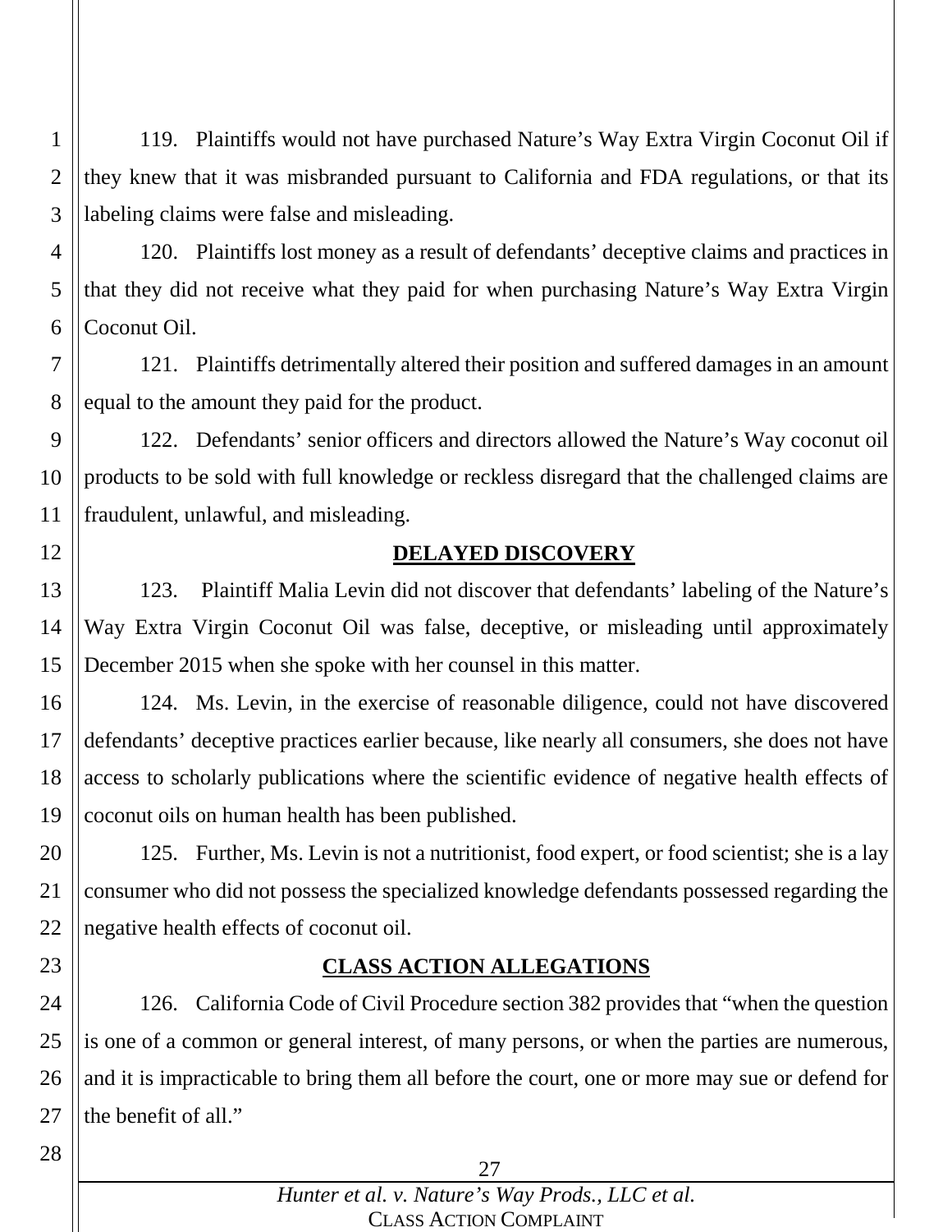119. Plaintiffs would not have purchased Nature's Way Extra Virgin Coconut Oil if they knew that it was misbranded pursuant to California and FDA regulations, or that its labeling claims were false and misleading.

120. Plaintiffs lost money as a result of defendants' deceptive claims and practices in that they did not receive what they paid for when purchasing Nature's Way Extra Virgin Coconut Oil.

121. Plaintiffs detrimentally altered their position and suffered damages in an amount equal to the amount they paid for the product.

122. Defendants' senior officers and directors allowed the Nature's Way coconut oil products to be sold with full knowledge or reckless disregard that the challenged claims are fraudulent, unlawful, and misleading.

## DELAYED DISCOVERY

123. Plaintiff Malia Levin did not discover that defendants' labeling of the Nature's Way Extra Virgin Coconut Oil was false, deceptive, or misleading until approximately December 2015 when she spoke with her counsel in this matter.

124. Ms. Levin, in the exercise of reasonable diligence, could not have discovered defendants' deceptive practices earlier because, like nearly all consumers, she does not have access to scholarly publications where the scientific evidence of negative health effects of coconut oils on human health has been published.

125. Further, Ms. Levin is not a nutritionist, food expert, or food scientist; she is a lay consumer who did not possess the specialized knowledge defendants possessed regarding the negative health effects of coconut oil.

## CLASS ACTION ALLEGATIONS

126. California Code of Civil Procedure section 382 provides that "when the question is one of a common or general interest, of many persons, or when the parties are numerous, and it is impracticable to bring them all before the court, one or more may sue or defend for the benefit of all."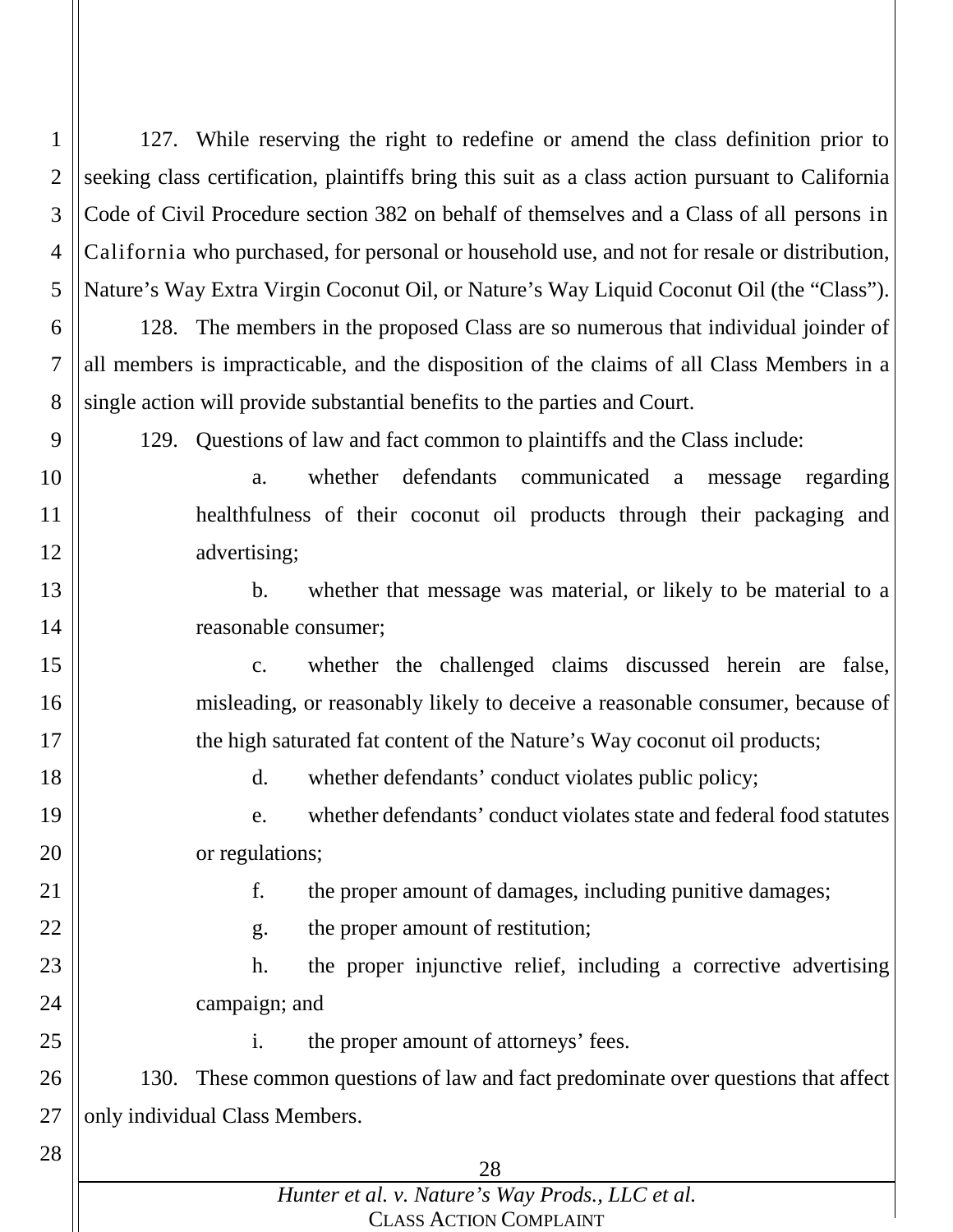127. While reserving the right to redefine or amend the class definition prior to seeking class certification, plaintiffs bring this suit as a class action pursuant to California Code of Civil Procedure section 382 on behalf of themselves and a Class of all persons in California who purchased, for personal or household use, and not for resale or distribution, Nature's Way Extra Virgin Coconut Oil, or Nature's Way Liquid Coconut Oil (the "Class").

128. The members in the proposed Class are so numerous that individual joinder of all members is impracticable, and the disposition of the claims of all Class Members in a single action will provide substantial benefits to the parties and Court.

129. Questions of law and fact common to plaintiffs and the Class include:

a. whether defendants communicated a message regarding healthfulness of their coconut oil products through their packaging and advertising;

b. whether that message was material, or likely to be material to a reasonable consumer;

c. whether the challenged claims discussed herein are false, misleading, or reasonably likely to deceive a reasonable consumer, because of the high saturated fat content of the Nature's Way coconut oil products;

d. whether defendants' conduct violates public policy;

e. whether defendants' conduct violates state and federal food statutes or regulations;

f. the proper amount of damages, including punitive damages;

g. the proper amount of restitution;

h. the proper injunctive relief, including a corrective advertising campaign; and

i. the proper amount of attorneys' fees.

130. These common questions of law and fact predominate over questions that affect only individual Class Members.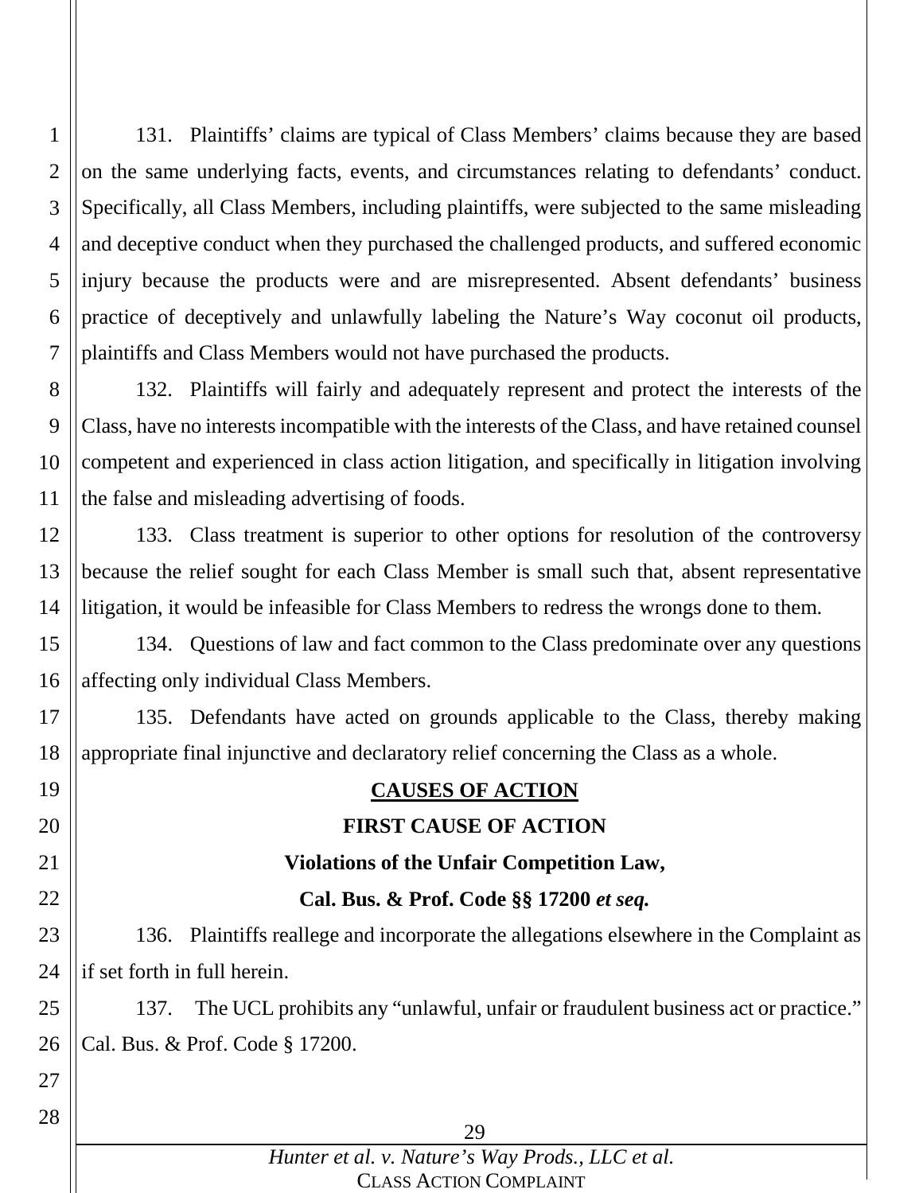131. Plaintiffs' claims are typical of Class Members' claims because they are based on the same underlying facts, events, and circumstances relating to defendants' conduct. Specifically, all Class Members, including plaintiffs, were subjected to the same misleading and deceptive conduct when they purchased the challenged products, and suffered economic injury because the products were and are misrepresented. Absent defendants' business practice of deceptively and unlawfully labeling the Nature's Way coconut oil products, plaintiffs and Class Members would not have purchased the products.

132. Plaintiffs will fairly and adequately represent and protect the interests of the Class, have no interests incompatible with the interests of the Class, and have retained counsel competent and experienced in class action litigation, and specifically in litigation involving the false and misleading advertising of foods.

133. Class treatment is superior to other options for resolution of the controversy because the relief sought for each Class Member is small such that, absent representative litigation, it would be infeasible for Class Members to redress the wrongs done to them.

134. Questions of law and fact common to the Class predominate over any questions affecting only individual Class Members.

135. Defendants have acted on grounds applicable to the Class, thereby making appropriate final injunctive and declaratory relief concerning the Class as a whole.

## CAUSES OF ACTION

### FIRST CAUSE OF ACTION

### Violations of the Unfair Competition Law,

### Cal. Bus. & Prof. Code §§ 17200 *et seq.*

136. Plaintiffs reallege and incorporate the allegations elsewhere in the Complaint as if set forth in full herein.

137. The UCL prohibits any "unlawful, unfair or fraudulent business act or practice." Cal. Bus. & Prof. Code § 17200.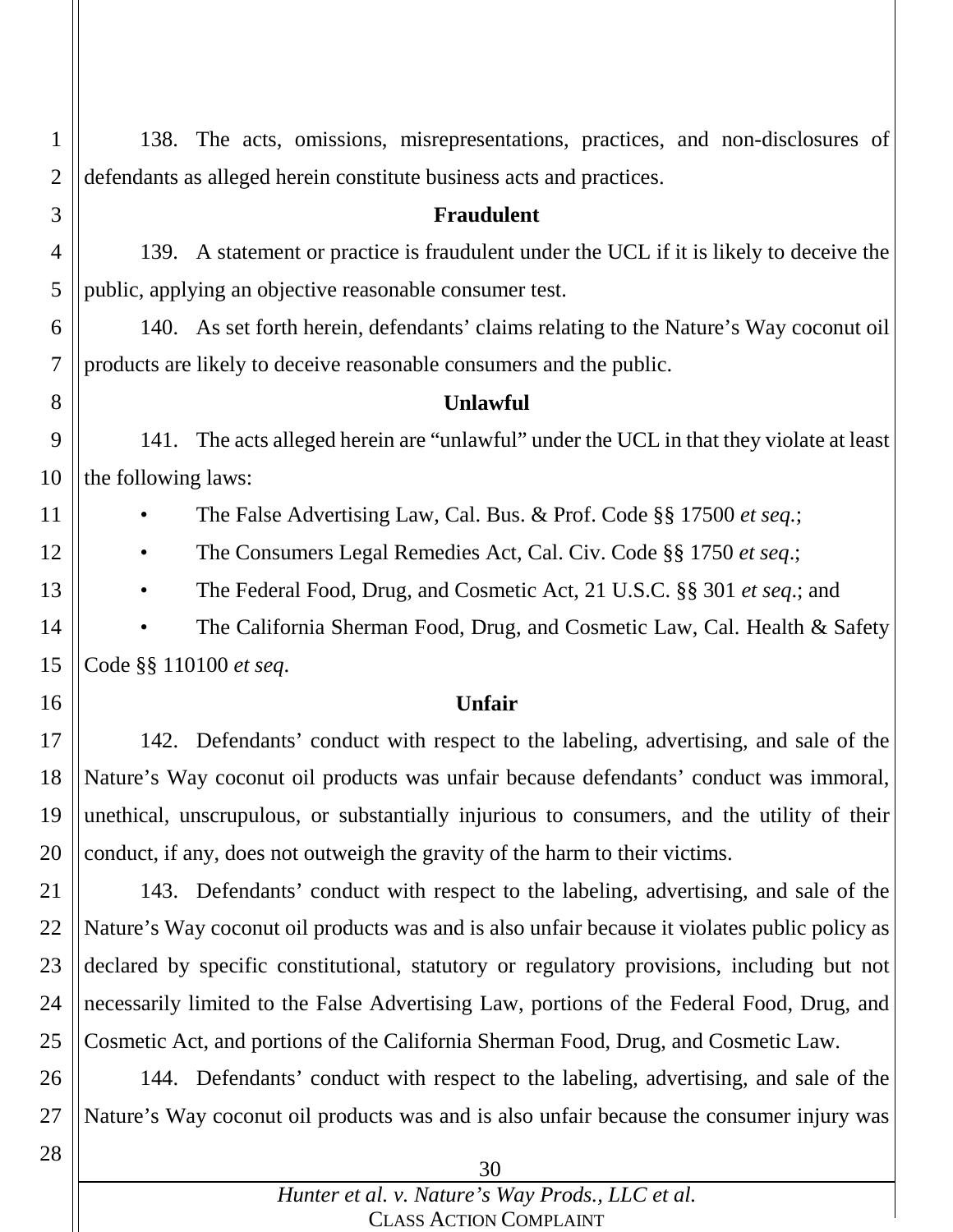138. The acts, omissions, misrepresentations, practices, and non-disclosures of defendants as alleged herein constitute business acts and practices.

**Fraudulent**

139. A statement or practice is fraudulent under the UCL if it is likely to deceive the public, applying an objective reasonable consumer test.

140. As set forth herein, defendants' claims relating to the Nature's Way coconut oil products are likely to deceive reasonable consumers and the public.

**Unlawful**

141. The acts alleged herein are "unlawful" under the UCL in that they violate at least the following laws:

- The False Advertising Law, Cal. Bus. & Prof. Code §§ 17500 *et seq.*;
- The Consumers Legal Remedies Act, Cal. Civ. Code §§ 1750 *et seq*.;
- The Federal Food, Drug, and Cosmetic Act, 21 U.S.C. §§ 301 *et seq*.; and
- The California Sherman Food, Drug, and Cosmetic Law, Cal. Health & Safety Code §§ 110100 *et seq*.

**Unfair**

142. Defendants' conduct with respect to the labeling, advertising, and sale of the Nature's Way coconut oil products was unfair because defendants' conduct was immoral, unethical, unscrupulous, or substantially injurious to consumers, and the utility of their conduct, if any, does not outweigh the gravity of the harm to their victims.

143. Defendants' conduct with respect to the labeling, advertising, and sale of the Nature's Way coconut oil products was and is also unfair because it violates public policy as declared by specific constitutional, statutory or regulatory provisions, including but not necessarily limited to the False Advertising Law, portions of the Federal Food, Drug, and Cosmetic Act, and portions of the California Sherman Food, Drug, and Cosmetic Law.

144. Defendants' conduct with respect to the labeling, advertising, and sale of the Nature's Way coconut oil products was and is also unfair because the consumer injury was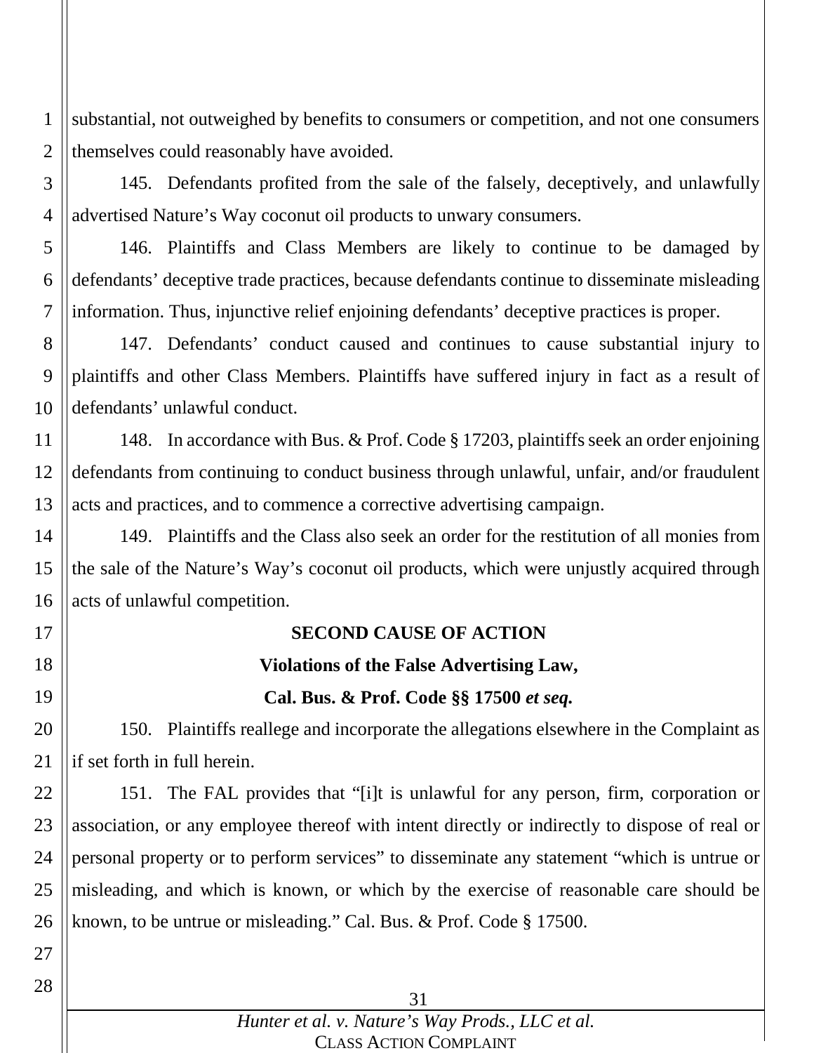substantial, not outweighed by benefits to consumers or competition, and not one consumers themselves could reasonably have avoided.

145. Defendants profited from the sale of the falsely, deceptively, and unlawfully advertised Nature's Way coconut oil products to unwary consumers.

146. Plaintiffs and Class Members are likely to continue to be damaged by defendants' deceptive trade practices, because defendants continue to disseminate misleading information. Thus, injunctive relief enjoining defendants' deceptive practices is proper.

147. Defendants' conduct caused and continues to cause substantial injury to plaintiffs and other Class Members. Plaintiffs have suffered injury in fact as a result of defendants' unlawful conduct.

148. In accordance with Bus. & Prof. Code § 17203, plaintiffs seek an order enjoining defendants from continuing to conduct business through unlawful, unfair, and/or fraudulent acts and practices, and to commence a corrective advertising campaign.

149. Plaintiffs and the Class also seek an order for the restitution of all monies from the sale of the Nature's Way's coconut oil products, which were unjustly acquired through acts of unlawful competition.

**SECOND CAUSE OF ACTION**

**Violations of the False Advertising Law,**

**Cal. Bus. & Prof. Code §§ 17500 *et seq.***

150. Plaintiffs reallege and incorporate the allegations elsewhere in the Complaint as if set forth in full herein.

151. The FAL provides that "[i]t is unlawful for any person, firm, corporation or association, or any employee thereof with intent directly or indirectly to dispose of real or personal property or to perform services" to disseminate any statement "which is untrue or misleading, and which is known, or which by the exercise of reasonable care should be known, to be untrue or misleading." Cal. Bus. & Prof. Code § 17500.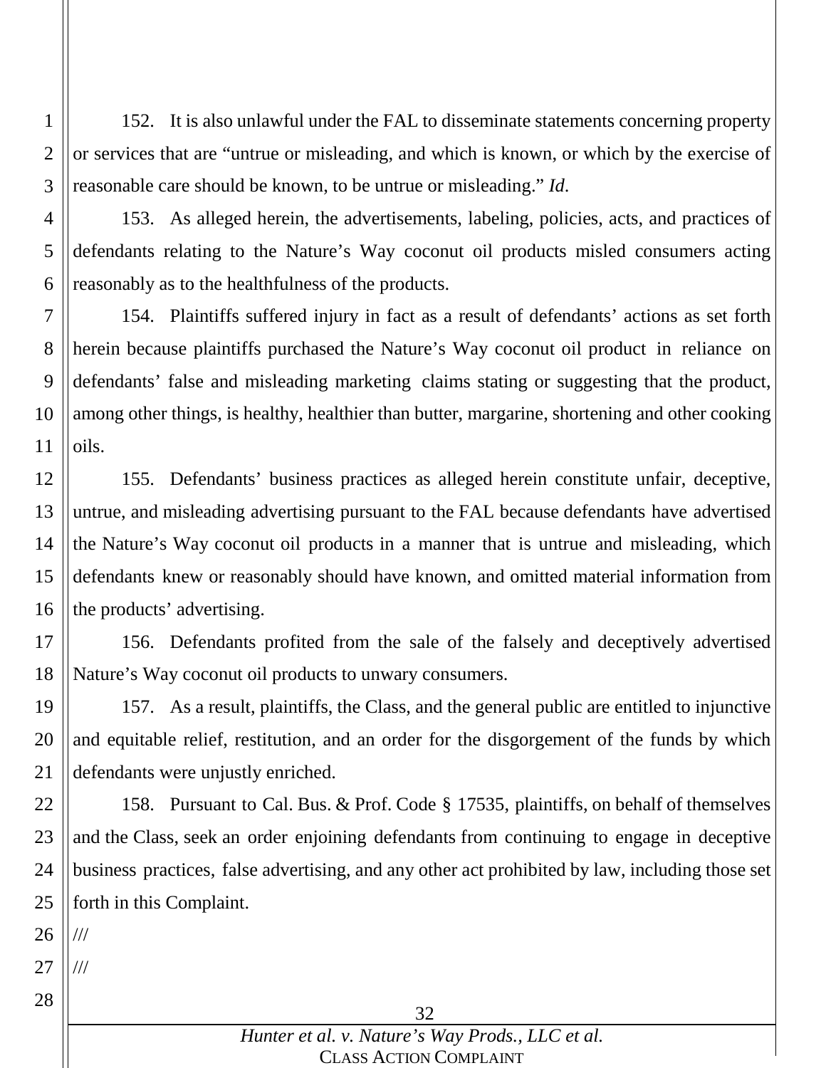152. It is also unlawful under the FAL to disseminate statements concerning property or services that are "untrue or misleading, and which is known, or which by the exercise of reasonable care should be known, to be untrue or misleading." *Id*.

153. As alleged herein, the advertisements, labeling, policies, acts, and practices of defendants relating to the Nature's Way coconut oil products misled consumers acting reasonably as to the healthfulness of the products.

154. Plaintiffs suffered injury in fact as a result of defendants' actions as set forth herein because plaintiffs purchased the Nature's Way coconut oil product in reliance on defendants' false and misleading marketing claims stating or suggesting that the product, among other things, is healthy, healthier than butter, margarine, shortening and other cooking oils.

155. Defendants' business practices as alleged herein constitute unfair, deceptive, untrue, and misleading advertising pursuant to the FAL because defendants have advertised the Nature's Way coconut oil products in a manner that is untrue and misleading, which defendants knew or reasonably should have known, and omitted material information from the products' advertising.

156. Defendants profited from the sale of the falsely and deceptively advertised Nature's Way coconut oil products to unwary consumers.

157. As a result, plaintiffs, the Class, and the general public are entitled to injunctive and equitable relief, restitution, and an order for the disgorgement of the funds by which defendants were unjustly enriched.

158. Pursuant to Cal. Bus. & Prof. Code § 17535, plaintiffs, on behalf of themselves and the Class, seek an order enjoining defendants from continuing to engage in deceptive business practices, false advertising, and any other act prohibited by law, including those set forth in this Complaint.

///

///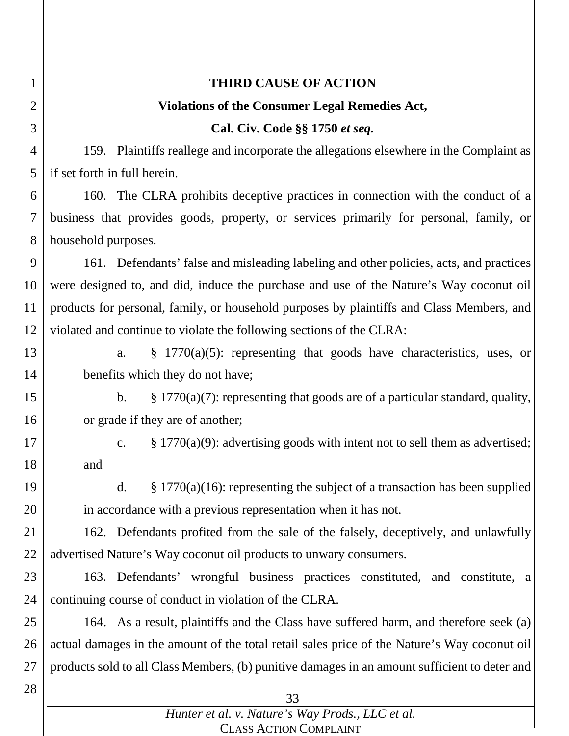**THIRD CAUSE OF ACTION**

**Violations of the Consumer Legal Remedies Act,**

**Cal. Civ. Code §§ 1750 *et seq.***

159. Plaintiffs reallege and incorporate the allegations elsewhere in the Complaint as if set forth in full herein.

160. The CLRA prohibits deceptive practices in connection with the conduct of a business that provides goods, property, or services primarily for personal, family, or household purposes.

161. Defendants' false and misleading labeling and other policies, acts, and practices were designed to, and did, induce the purchase and use of the Nature's Way coconut oil products for personal, family, or household purposes by plaintiffs and Class Members, and violated and continue to violate the following sections of the CLRA:

a. § 1770(a)(5): representing that goods have characteristics, uses, or benefits which they do not have;

b. § 1770(a)(7): representing that goods are of a particular standard, quality, or grade if they are of another;

c. § 1770(a)(9): advertising goods with intent not to sell them as advertised; and

d. § 1770(a)(16): representing the subject of a transaction has been supplied in accordance with a previous representation when it has not.

162. Defendants profited from the sale of the falsely, deceptively, and unlawfully advertised Nature's Way coconut oil products to unwary consumers.

163. Defendants' wrongful business practices constituted, and constitute, a continuing course of conduct in violation of the CLRA.

164. As a result, plaintiffs and the Class have suffered harm, and therefore seek (a) actual damages in the amount of the total retail sales price of the Nature's Way coconut oil products sold to all Class Members, (b) punitive damages in an amount sufficient to deter and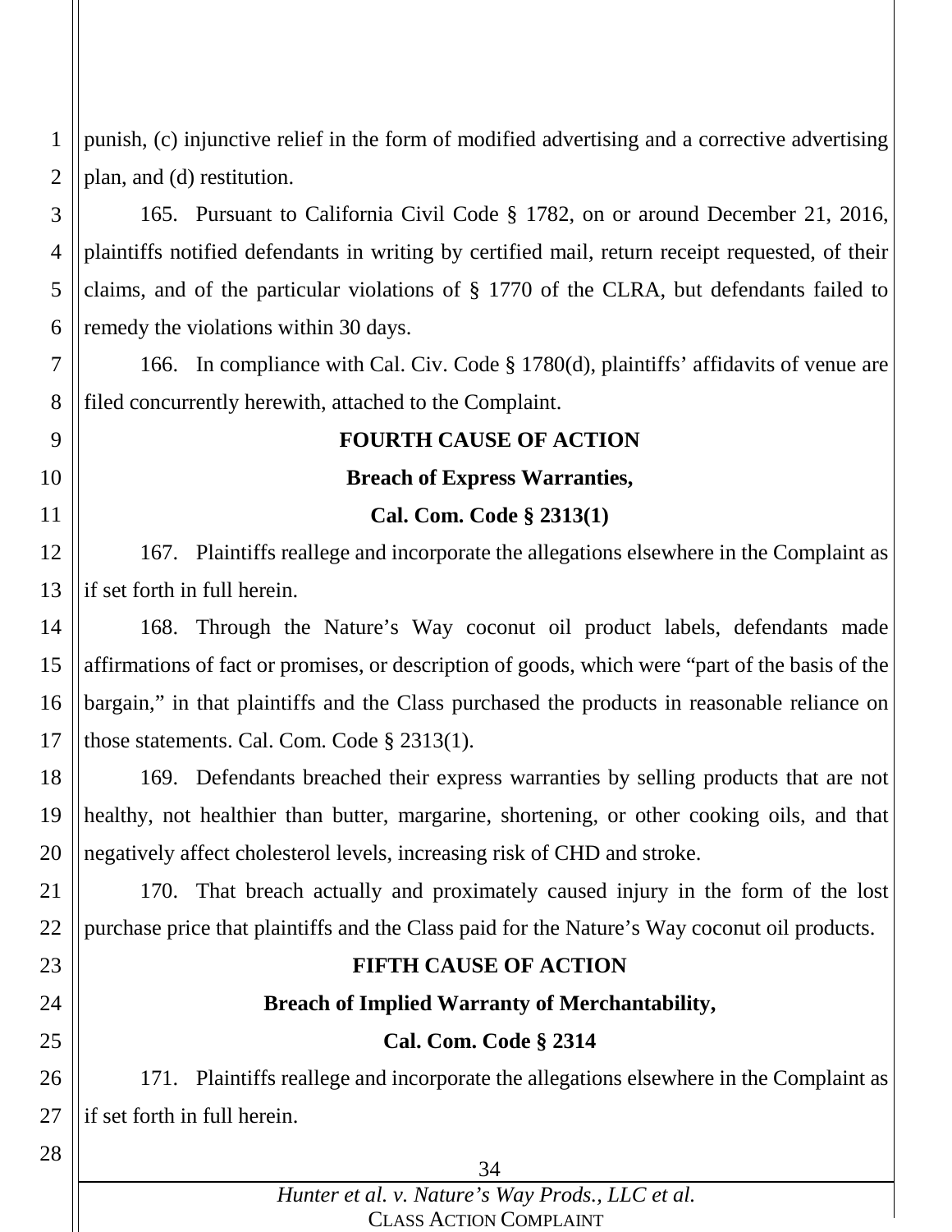punish, (c) injunctive relief in the form of modified advertising and a corrective advertising plan, and (d) restitution.

165. Pursuant to California Civil Code § 1782, on or around December 21, 2016, plaintiffs notified defendants in writing by certified mail, return receipt requested, of their claims, and of the particular violations of § 1770 of the CLRA, but defendants failed to remedy the violations within 30 days.

166. In compliance with Cal. Civ. Code § 1780(d), plaintiffs' affidavits of venue are filed concurrently herewith, attached to the Complaint.

**FOURTH CAUSE OF ACTION**

**Breach of Express Warranties,**

**Cal. Com. Code § 2313(1)**

167. Plaintiffs reallege and incorporate the allegations elsewhere in the Complaint as if set forth in full herein.

168. Through the Nature's Way coconut oil product labels, defendants made affirmations of fact or promises, or description of goods, which were "part of the basis of the bargain," in that plaintiffs and the Class purchased the products in reasonable reliance on those statements. Cal. Com. Code § 2313(1).

169. Defendants breached their express warranties by selling products that are not healthy, not healthier than butter, margarine, shortening, or other cooking oils, and that negatively affect cholesterol levels, increasing risk of CHD and stroke.

170. That breach actually and proximately caused injury in the form of the lost purchase price that plaintiffs and the Class paid for the Nature's Way coconut oil products.

**FIFTH CAUSE OF ACTION**

**Breach of Implied Warranty of Merchantability,**

**Cal. Com. Code § 2314**

171. Plaintiffs reallege and incorporate the allegations elsewhere in the Complaint as if set forth in full herein.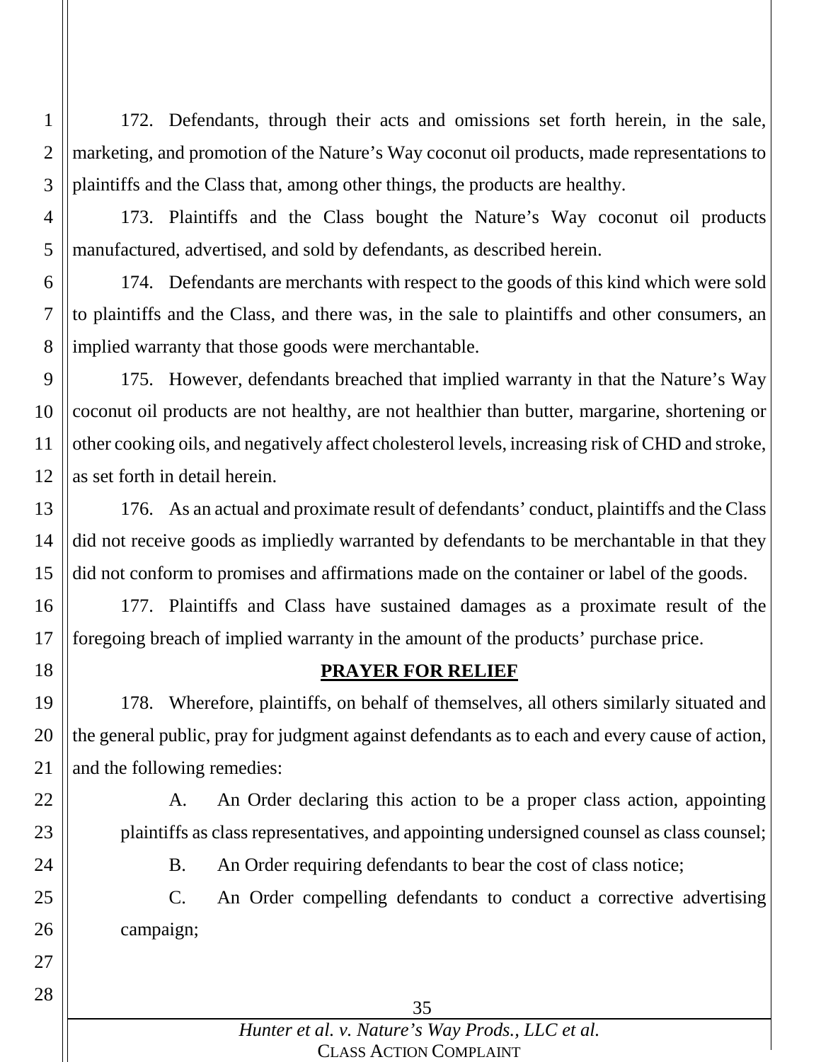172. Defendants, through their acts and omissions set forth herein, in the sale, marketing, and promotion of the Nature's Way coconut oil products, made representations to plaintiffs and the Class that, among other things, the products are healthy.

173. Plaintiffs and the Class bought the Nature's Way coconut oil products manufactured, advertised, and sold by defendants, as described herein.

174. Defendants are merchants with respect to the goods of this kind which were sold to plaintiffs and the Class, and there was, in the sale to plaintiffs and other consumers, an implied warranty that those goods were merchantable.

175. However, defendants breached that implied warranty in that the Nature's Way coconut oil products are not healthy, are not healthier than butter, margarine, shortening or other cooking oils, and negatively affect cholesterol levels, increasing risk of CHD and stroke, as set forth in detail herein.

176. As an actual and proximate result of defendants' conduct, plaintiffs and the Class did not receive goods as impliedly warranted by defendants to be merchantable in that they did not conform to promises and affirmations made on the container or label of the goods.

177. Plaintiffs and Class have sustained damages as a proximate result of the foregoing breach of implied warranty in the amount of the products' purchase price.

## PRAYER FOR RELIEF

178. Wherefore, plaintiffs, on behalf of themselves, all others similarly situated and the general public, pray for judgment against defendants as to each and every cause of action, and the following remedies:

A. An Order declaring this action to be a proper class action, appointing plaintiffs as class representatives, and appointing undersigned counsel as class counsel;

B. An Order requiring defendants to bear the cost of class notice;

C. An Order compelling defendants to conduct a corrective advertising campaign;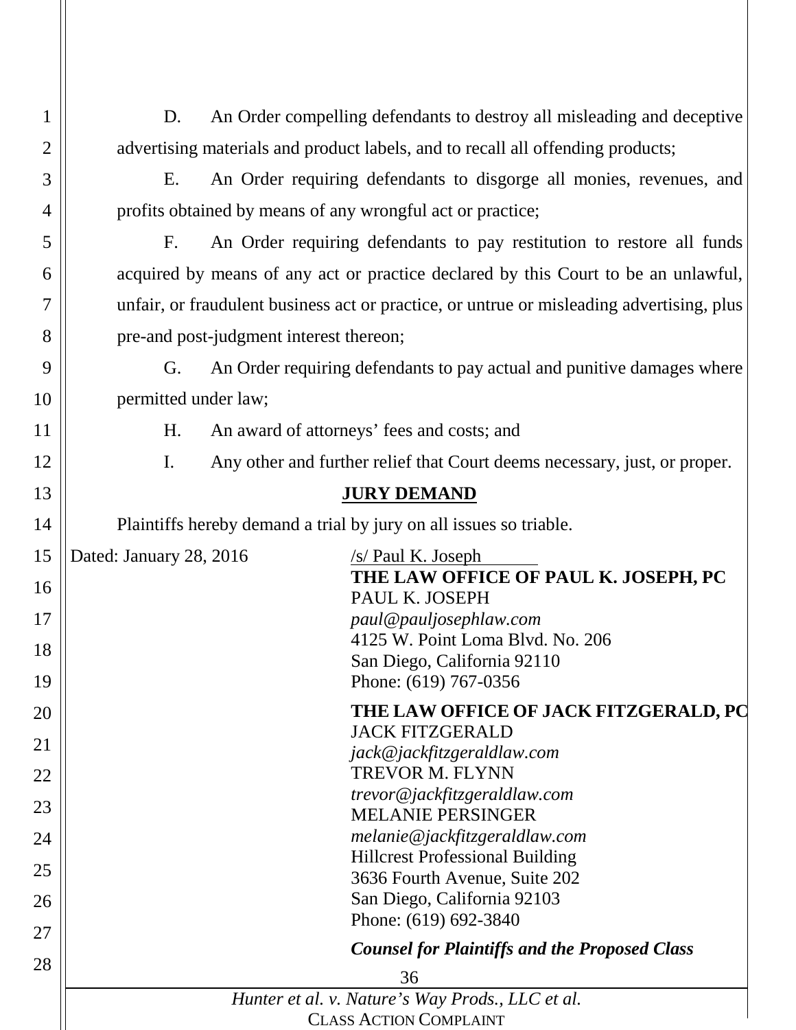D. An Order compelling defendants to destroy all misleading and deceptive advertising materials and product labels, and to recall all offending products;

E. An Order requiring defendants to disgorge all monies, revenues, and profits obtained by means of any wrongful act or practice;

F. An Order requiring defendants to pay restitution to restore all funds acquired by means of any act or practice declared by this Court to be an unlawful, unfair, or fraudulent business act or practice, or untrue or misleading advertising, plus pre-and post-judgment interest thereon;

G. An Order requiring defendants to pay actual and punitive damages where permitted under law;

H. An award of attorneys' fees and costs; and

I. Any other and further relief that Court deems necessary, just, or proper.

## JURY DEMAND

Plaintiffs hereby demand a trial by jury on all issues so triable.

Dated: January 28, 2016

/s/ Paul K. Joseph
**THE LAW OFFICE OF PAUL K. JOSEPH, PC**
PAUL K. JOSEPH
*paul@pauljosephlaw.com*
4125 W. Point Loma Blvd. No. 206
San Diego, California 92110
Phone: (619) 767-0356

**THE LAW OFFICE OF JACK FITZGERALD, PC**
JACK FITZGERALD
*jack@jackfitzgeraldlaw.com*
TREVOR M. FLYNN
*trevor@jackfitzgeraldlaw.com*
MELANIE PERSINGER
*melanie@jackfitzgeraldlaw.com*
Hillcrest Professional Building
3636 Fourth Avenue, Suite 202
San Diego, California 92103
Phone: (619) 692-3840

***Counsel for Plaintiffs and the Proposed Class***